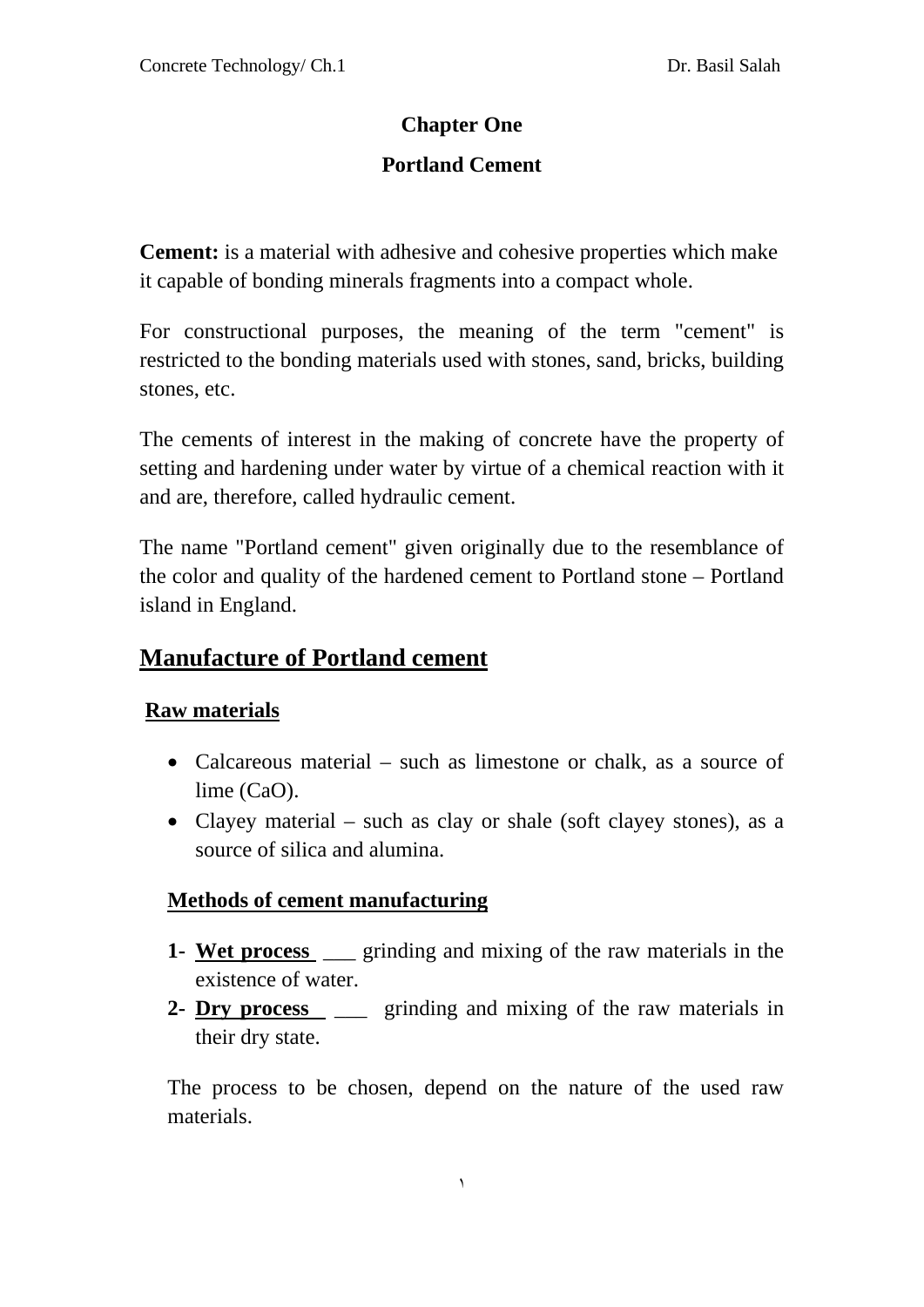# Chapter One

# Portland Cement

**Cement:** is a material with adhesive and cohesive properties which make it capable of bonding minerals fragments into a compact whole.

For constructional purposes, the meaning of the term "cement" is restricted to the bonding materials used with stones, sand, bricks, building stones, etc.

The cements of interest in the making of concrete have the property of setting and hardening under water by virtue of a chemical reaction with it and are, therefore, called hydraulic cement.

The name "Portland cement" given originally due to the resemblance of the color and quality of the hardened cement to Portland stone – Portland island in England.

## Manufacture of Portland cement

### Raw materials

- Calcareous material – such as limestone or chalk, as a source of lime (CaO).
- Clayey material – such as clay or shale (soft clayey stones), as a source of silica and alumina.

### Methods of cement manufacturing

1- **Wet process** ___ grinding and mixing of the raw materials in the existence of water.
2- **Dry process** ___ grinding and mixing of the raw materials in their dry state.

The process to be chosen, depend on the nature of the used raw materials.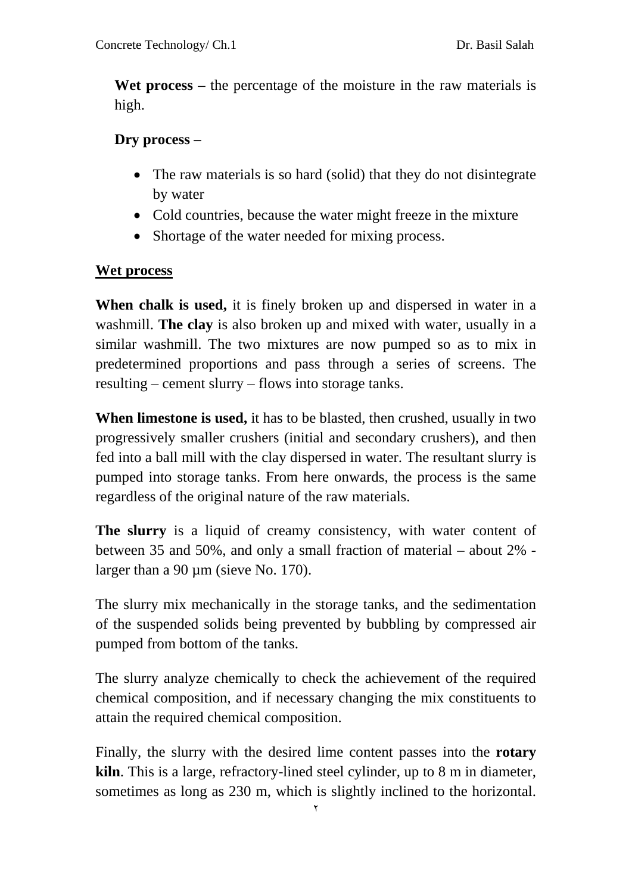**Wet process –** the percentage of the moisture in the raw materials is high.

**Dry process –**

- The raw materials is so hard (solid) that they do not disintegrate by water
- Cold countries, because the water might freeze in the mixture
- Shortage of the water needed for mixing process.

<u>**Wet process**</u>

**When chalk is used,** it is finely broken up and dispersed in water in a washmill. **The clay** is also broken up and mixed with water, usually in a similar washmill. The two mixtures are now pumped so as to mix in predetermined proportions and pass through a series of screens. The resulting – cement slurry – flows into storage tanks.

**When limestone is used,** it has to be blasted, then crushed, usually in two progressively smaller crushers (initial and secondary crushers), and then fed into a ball mill with the clay dispersed in water. The resultant slurry is pumped into storage tanks. From here onwards, the process is the same regardless of the original nature of the raw materials.

**The slurry** is a liquid of creamy consistency, with water content of between 35 and 50%, and only a small fraction of material – about 2% - larger than a 90 μm (sieve No. 170).

The slurry mix mechanically in the storage tanks, and the sedimentation of the suspended solids being prevented by bubbling by compressed air pumped from bottom of the tanks.

The slurry analyze chemically to check the achievement of the required chemical composition, and if necessary changing the mix constituents to attain the required chemical composition.

Finally, the slurry with the desired lime content passes into the **rotary kiln**. This is a large, refractory-lined steel cylinder, up to 8 m in diameter, sometimes as long as 230 m, which is slightly inclined to the horizontal.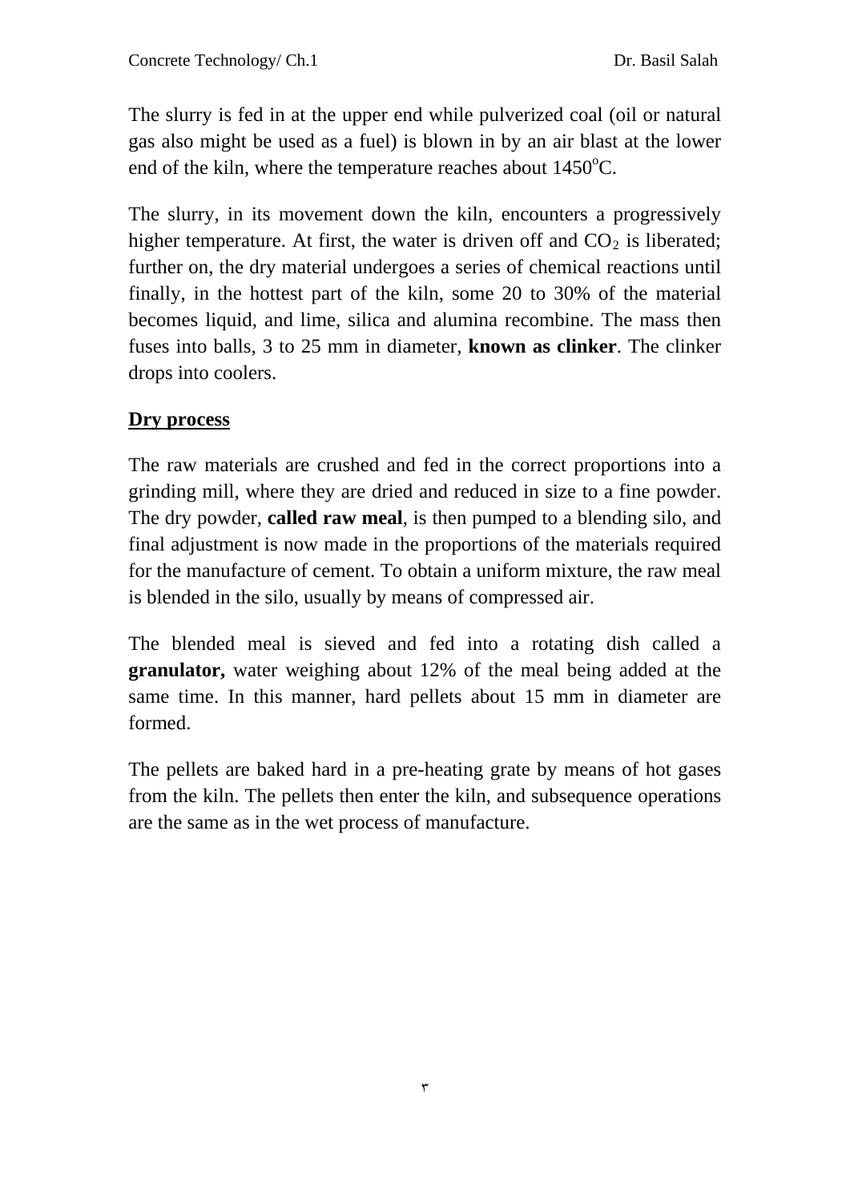The slurry is fed in at the upper end while pulverized coal (oil or natural gas also might be used as a fuel) is blown in by an air blast at the lower end of the kiln, where the temperature reaches about 1450$^{o}$C.

The slurry, in its movement down the kiln, encounters a progressively higher temperature. At first, the water is driven off and $CO_2$ is liberated; further on, the dry material undergoes a series of chemical reactions until finally, in the hottest part of the kiln, some 20 to 30% of the material becomes liquid, and lime, silica and alumina recombine. The mass then fuses into balls, 3 to 25 mm in diameter, **known as clinker**. The clinker drops into coolers.

## Dry process

The raw materials are crushed and fed in the correct proportions into a grinding mill, where they are dried and reduced in size to a fine powder. The dry powder, **called raw meal**, is then pumped to a blending silo, and final adjustment is now made in the proportions of the materials required for the manufacture of cement. To obtain a uniform mixture, the raw meal is blended in the silo, usually by means of compressed air.

The blended meal is sieved and fed into a rotating dish called a **granulator,** water weighing about 12% of the meal being added at the same time. In this manner, hard pellets about 15 mm in diameter are formed.

The pellets are baked hard in a pre-heating grate by means of hot gases from the kiln. The pellets then enter the kiln, and subsequence operations are the same as in the wet process of manufacture.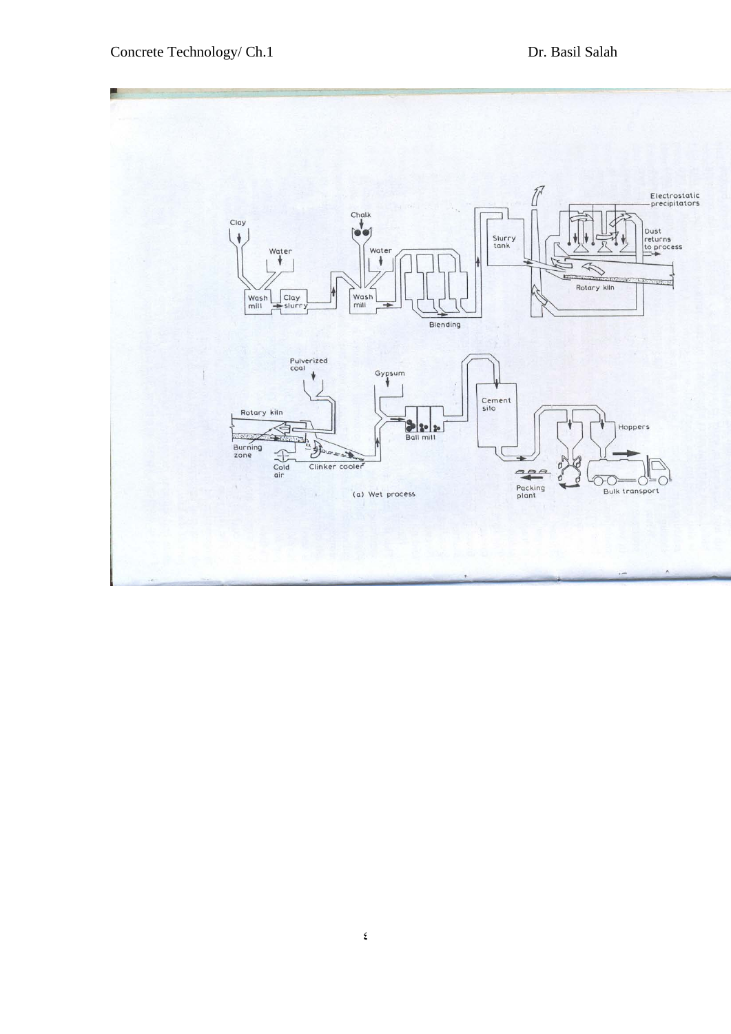Clay

Water

Wash mill

Clay slurry

Chalk

Water

Wash mill

Blending

Slurry tank

Electrostatic precipitators

Dust returns to process

Rotary kiln

Pulverized coal

Rotary kiln

Burning zone

Cold air

Clinker cooler

Gypsum

Ball mill

Cement silo

Hoppers

Packing plant

Bulk transport

(a) Wet process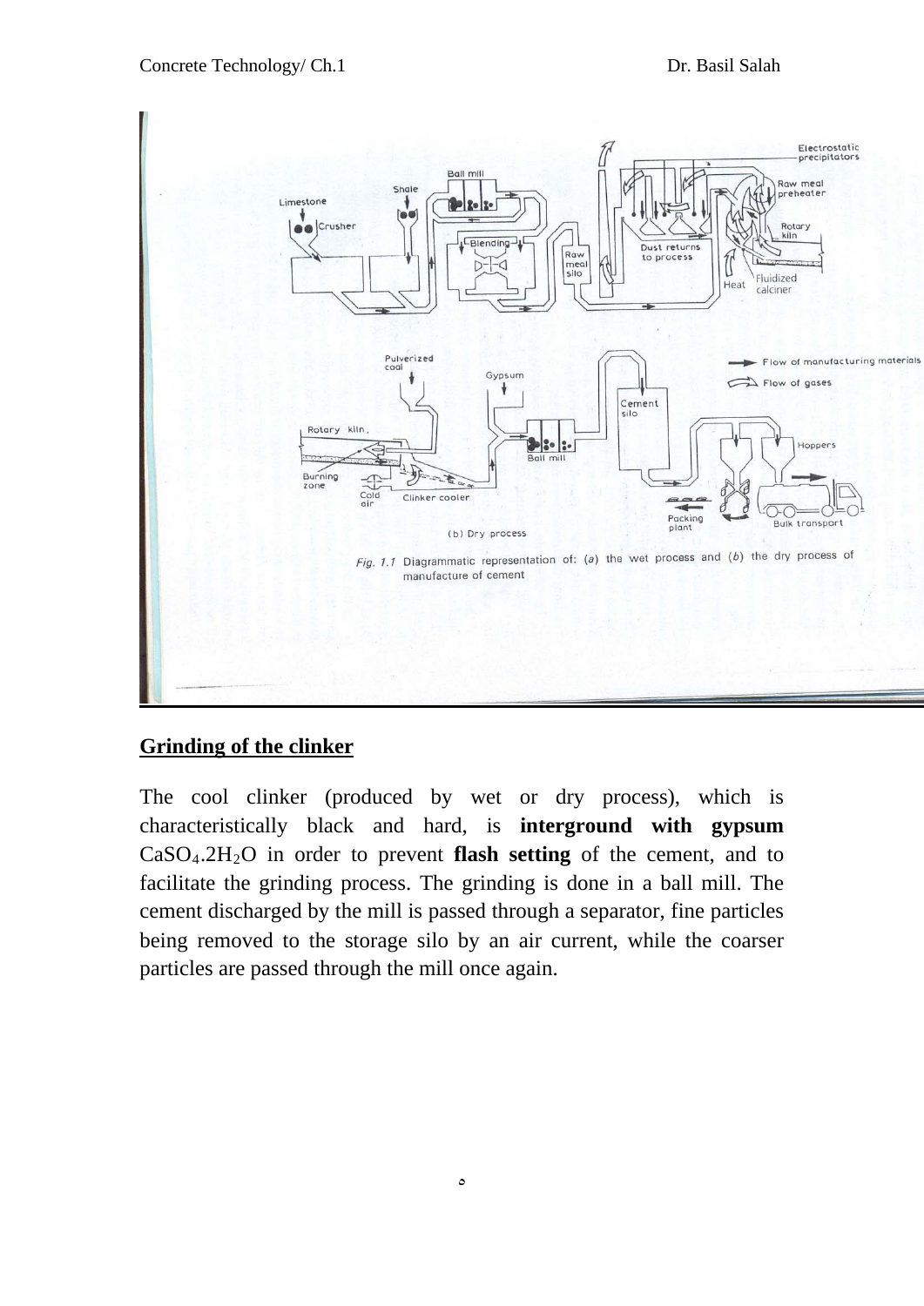Fig. 1.1 Diagrammatic representation of: (a) the wet process and (b) the dry process of manufacture of cement

## Grinding of the clinker

The cool clinker (produced by wet or dry process), which is characteristically black and hard, is **interground with gypsum** $CaSO_4.2H_2O$ in order to prevent **flash setting** of the cement, and to facilitate the grinding process. The grinding is done in a ball mill. The cement discharged by the mill is passed through a separator, fine particles being removed to the storage silo by an air current, while the coarser particles are passed through the mill once again.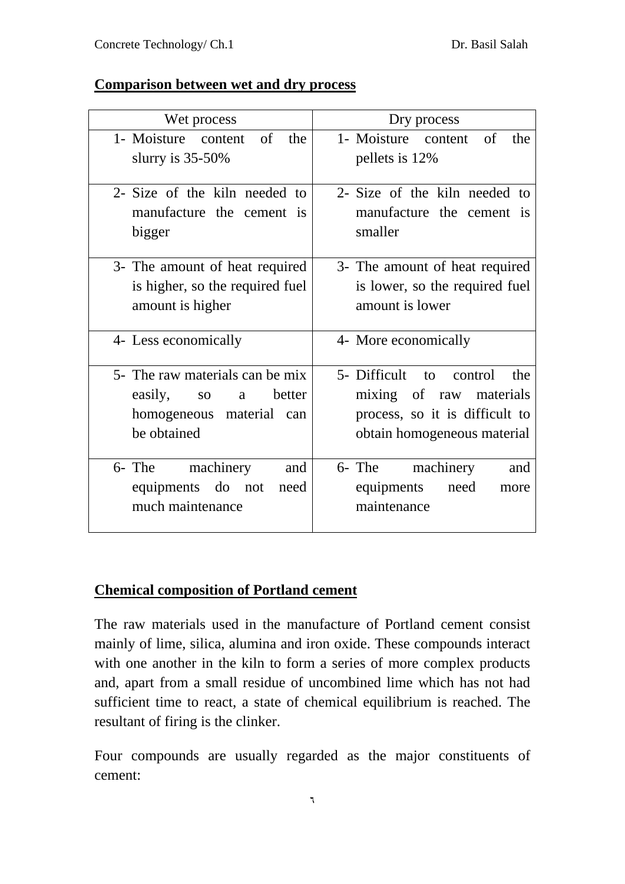## Comparison between wet and dry process

| Wet process | Dry process |
|---|---|
| 1- Moisture content of the slurry is 35-50% | 1- Moisture content of the pellets is 12% |
| 2- Size of the kiln needed to manufacture the cement is bigger | 2- Size of the kiln needed to manufacture the cement is smaller |
| 3- The amount of heat required is higher, so the required fuel amount is higher | 3- The amount of heat required is lower, so the required fuel amount is lower |
| 4- Less economically | 4- More economically |
| 5- The raw materials can be mix easily, so a better homogeneous material can be obtained | 5- Difficult to control the mixing of raw materials process, so it is difficult to obtain homogeneous material |
| 6- The machinery and equipments do not need much maintenance | 6- The machinery and equipments need more maintenance |

## Chemical composition of Portland cement

The raw materials used in the manufacture of Portland cement consist mainly of lime, silica, alumina and iron oxide. These compounds interact with one another in the kiln to form a series of more complex products and, apart from a small residue of uncombined lime which has not had sufficient time to react, a state of chemical equilibrium is reached. The resultant of firing is the clinker.

Four compounds are usually regarded as the major constituents of cement: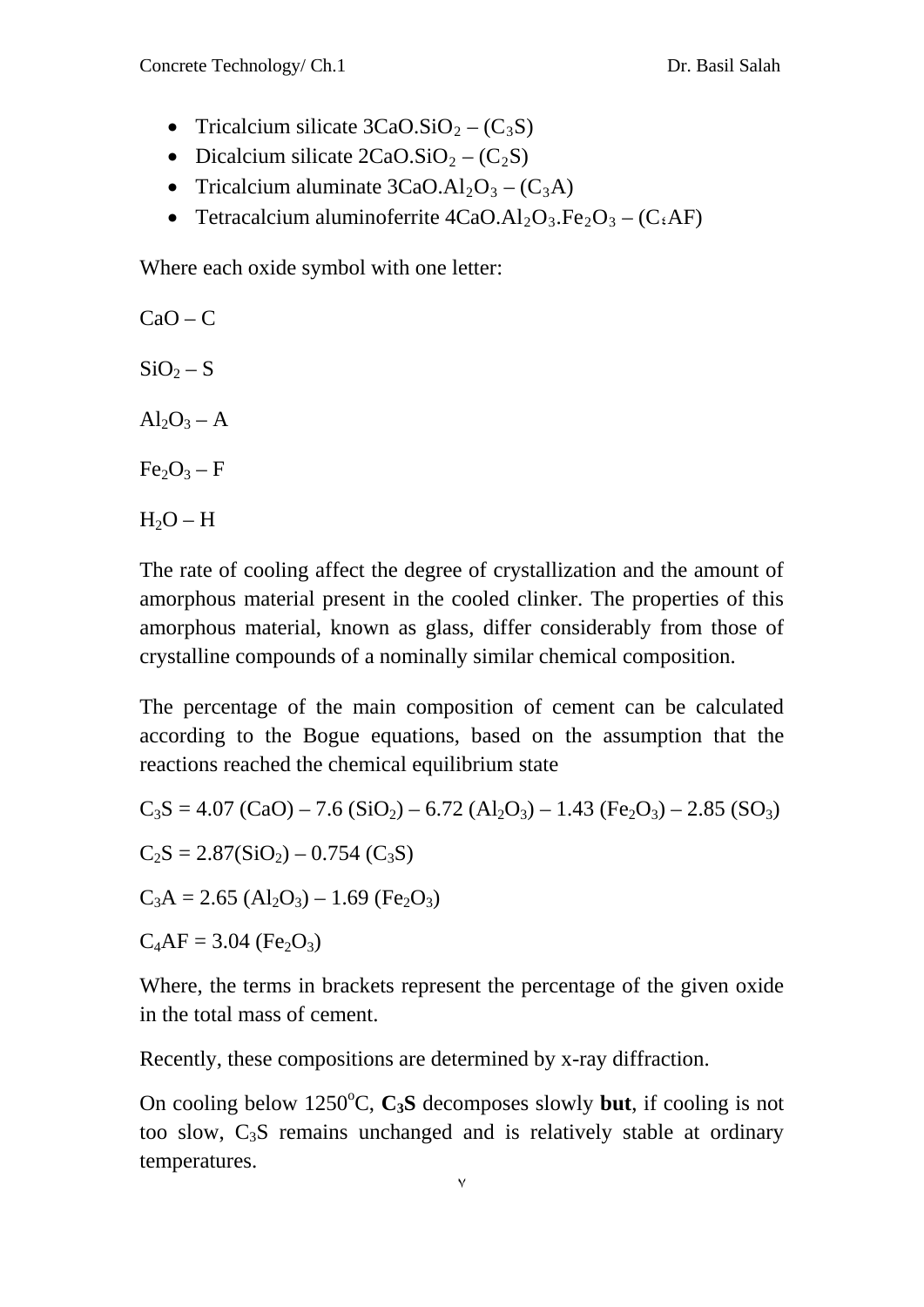- Tricalcium silicate $3CaO.SiO_2$ – ($C_3S$)
- Dicalcium silicate $2CaO.SiO_2$ – ($C_2S$)
- Tricalcium aluminate $3CaO.Al_2O_3$ – ($C_3A$)
- Tetracalcium aluminoferrite $4CaO.Al_2O_3.Fe_2O_3$ – ($C_4AF$)

Where each oxide symbol with one letter:

$CaO$ – C

$SiO_2$ – S

$Al_2O_3$ – A

$Fe_2O_3$ – F

$H_2O$ – H

The rate of cooling affect the degree of crystallization and the amount of amorphous material present in the cooled clinker. The properties of this amorphous material, known as glass, differ considerably from those of crystalline compounds of a nominally similar chemical composition.

The percentage of the main composition of cement can be calculated according to the Bogue equations, based on the assumption that the reactions reached the chemical equilibrium state

$$C_3S = 4.07\ (CaO) - 7.6\ (SiO_2) - 6.72\ (Al_2O_3) - 1.43\ (Fe_2O_3) - 2.85\ (SO_3)$$

$$C_2S = 2.87(SiO_2) - 0.754\ (C_3S)$$

$$C_3A = 2.65\ (Al_2O_3) - 1.69\ (Fe_2O_3)$$

$$C_4AF = 3.04\ (Fe_2O_3)$$

Where, the terms in brackets represent the percentage of the given oxide in the total mass of cement.

Recently, these compositions are determined by x-ray diffraction.

On cooling below 1250°C, **$C_3S$** decomposes slowly **but**, if cooling is not too slow, $C_3S$ remains unchanged and is relatively stable at ordinary temperatures.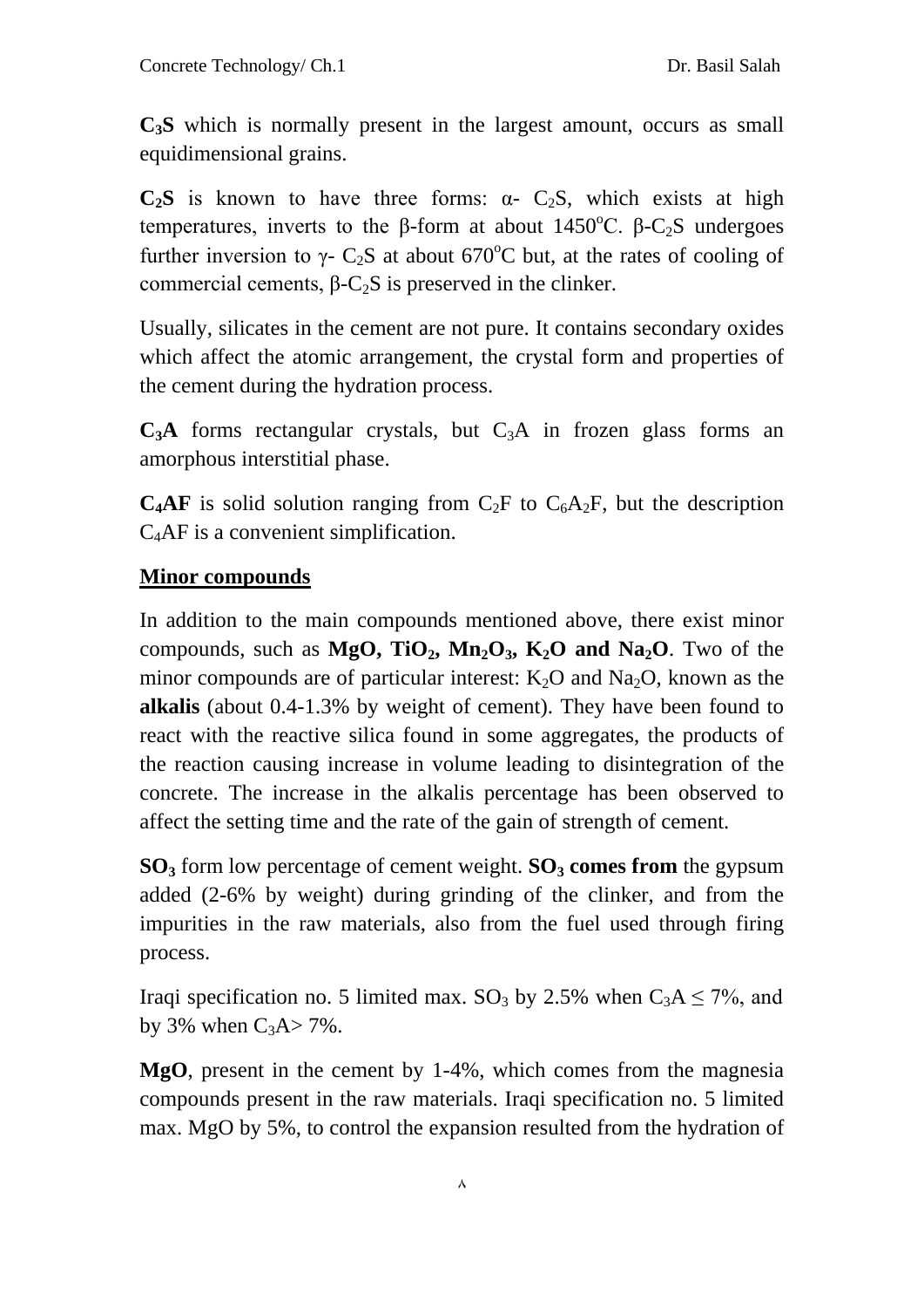**$C_3S$** which is normally present in the largest amount, occurs as small equidimensional grains.

**$C_2S$** is known to have three forms: α- $C_2S$, which exists at high temperatures, inverts to the β-form at about 1450$^o$C. β-$C_2S$ undergoes further inversion to γ- $C_2S$ at about 670$^o$C but, at the rates of cooling of commercial cements, β-$C_2S$ is preserved in the clinker.

Usually, silicates in the cement are not pure. It contains secondary oxides which affect the atomic arrangement, the crystal form and properties of the cement during the hydration process.

**$C_3A$** forms rectangular crystals, but $C_3A$ in frozen glass forms an amorphous interstitial phase.

**$C_4AF$** is solid solution ranging from $C_2F$ to $C_6A_2F$, but the description $C_4AF$ is a convenient simplification.

**Minor compounds**

In addition to the main compounds mentioned above, there exist minor compounds, such as **$MgO$, $TiO_2$, $Mn_2O_3$, $K_2O$ and $Na_2O$**. Two of the minor compounds are of particular interest: $K_2O$ and $Na_2O$, known as the **alkalis** (about 0.4-1.3% by weight of cement). They have been found to react with the reactive silica found in some aggregates, the products of the reaction causing increase in volume leading to disintegration of the concrete. The increase in the alkalis percentage has been observed to affect the setting time and the rate of the gain of strength of cement.

**$SO_3$** form low percentage of cement weight. **$SO_3$ comes from** the gypsum added (2-6% by weight) during grinding of the clinker, and from the impurities in the raw materials, also from the fuel used through firing process.

Iraqi specification no. 5 limited max. $SO_3$ by 2.5% when $C_3A \leq 7\%$, and by 3% when $C_3A > 7\%$.

**$MgO$**, present in the cement by 1-4%, which comes from the magnesia compounds present in the raw materials. Iraqi specification no. 5 limited max. $MgO$ by 5%, to control the expansion resulted from the hydration of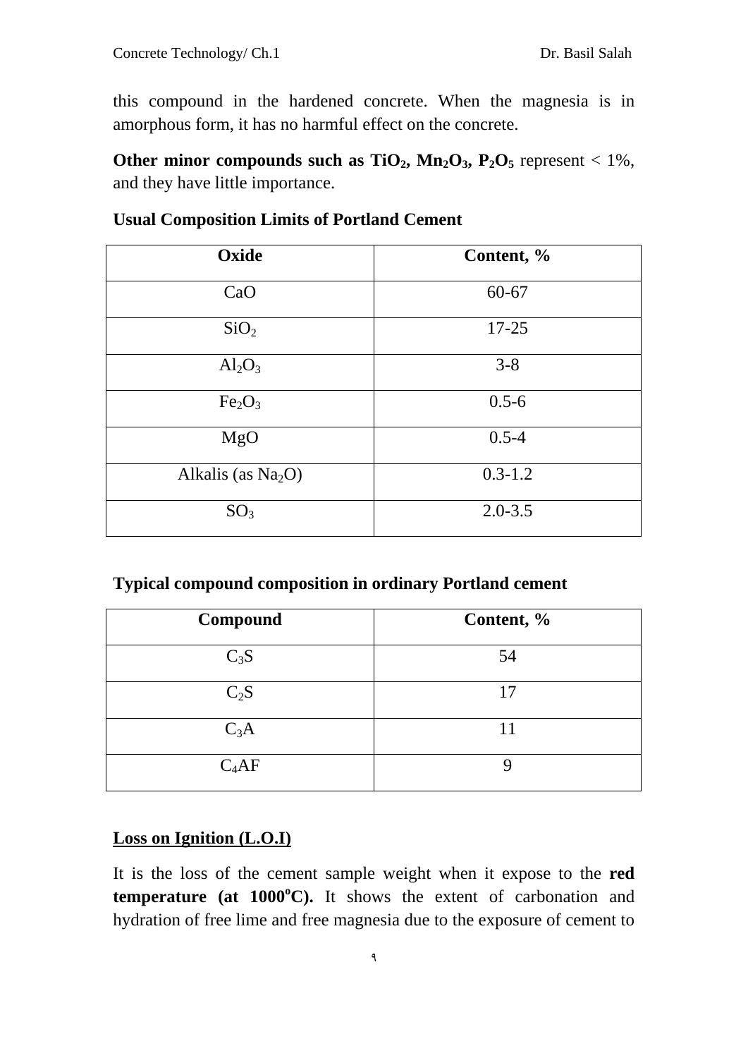this compound in the hardened concrete. When the magnesia is in amorphous form, it has no harmful effect on the concrete.

**Other minor compounds such as $TiO_2$, $Mn_2O_3$, $P_2O_5$** represent < 1%, and they have little importance.

**Usual Composition Limits of Portland Cement**

| Oxide | Content, % |
|---|---|
| $CaO$ | 60-67 |
| $SiO_2$ | 17-25 |
| $Al_2O_3$ | 3-8 |
| $Fe_2O_3$ | 0.5-6 |
| $MgO$ | 0.5-4 |
| Alkalis (as $Na_2O$) | 0.3-1.2 |
| $SO_3$ | 2.0-3.5 |

**Typical compound composition in ordinary Portland cement**

| Compound | Content, % |
|---|---|
| $C_3S$ | 54 |
| $C_2S$ | 17 |
| $C_3A$ | 11 |
| $C_4AF$ | 9 |

**<u>Loss on Ignition (L.O.I)</u>**

It is the loss of the cement sample weight when it expose to the **red temperature (at $1000^oC$).** It shows the extent of carbonation and hydration of free lime and free magnesia due to the exposure of cement to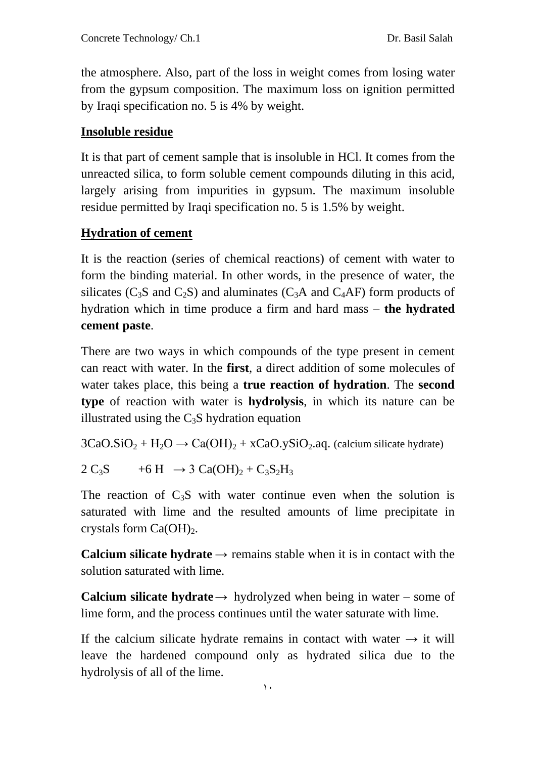the atmosphere. Also, part of the loss in weight comes from losing water from the gypsum composition. The maximum loss on ignition permitted by Iraqi specification no. 5 is 4% by weight.

**Insoluble residue**

It is that part of cement sample that is insoluble in HCl. It comes from the unreacted silica, to form soluble cement compounds diluting in this acid, largely arising from impurities in gypsum. The maximum insoluble residue permitted by Iraqi specification no. 5 is 1.5% by weight.

**Hydration of cement**

It is the reaction (series of chemical reactions) of cement with water to form the binding material. In other words, in the presence of water, the silicates ($C_3S$ and $C_2S$) and aluminates ($C_3A$ and $C_4AF$) form products of hydration which in time produce a firm and hard mass – **the hydrated cement paste**.

There are two ways in which compounds of the type present in cement can react with water. In the **first**, a direct addition of some molecules of water takes place, this being a **true reaction of hydration**. The **second type** of reaction with water is **hydrolysis**, in which its nature can be illustrated using the $C_3S$ hydration equation

$3CaO.SiO_2 + H_2O \rightarrow Ca(OH)_2 + xCaO.ySiO_2.aq.$ (calcium silicate hydrate)

$2\,C_3S \quad +6\,H \;\rightarrow 3\,Ca(OH)_2 + C_3S_2H_3$

The reaction of $C_3S$ with water continue even when the solution is saturated with lime and the resulted amounts of lime precipitate in crystals form $Ca(OH)_2$.

**Calcium silicate hydrate** → remains stable when it is in contact with the solution saturated with lime.

**Calcium silicate hydrate** → hydrolyzed when being in water – some of lime form, and the process continues until the water saturate with lime.

If the calcium silicate hydrate remains in contact with water → it will leave the hardened compound only as hydrated silica due to the hydrolysis of all of the lime.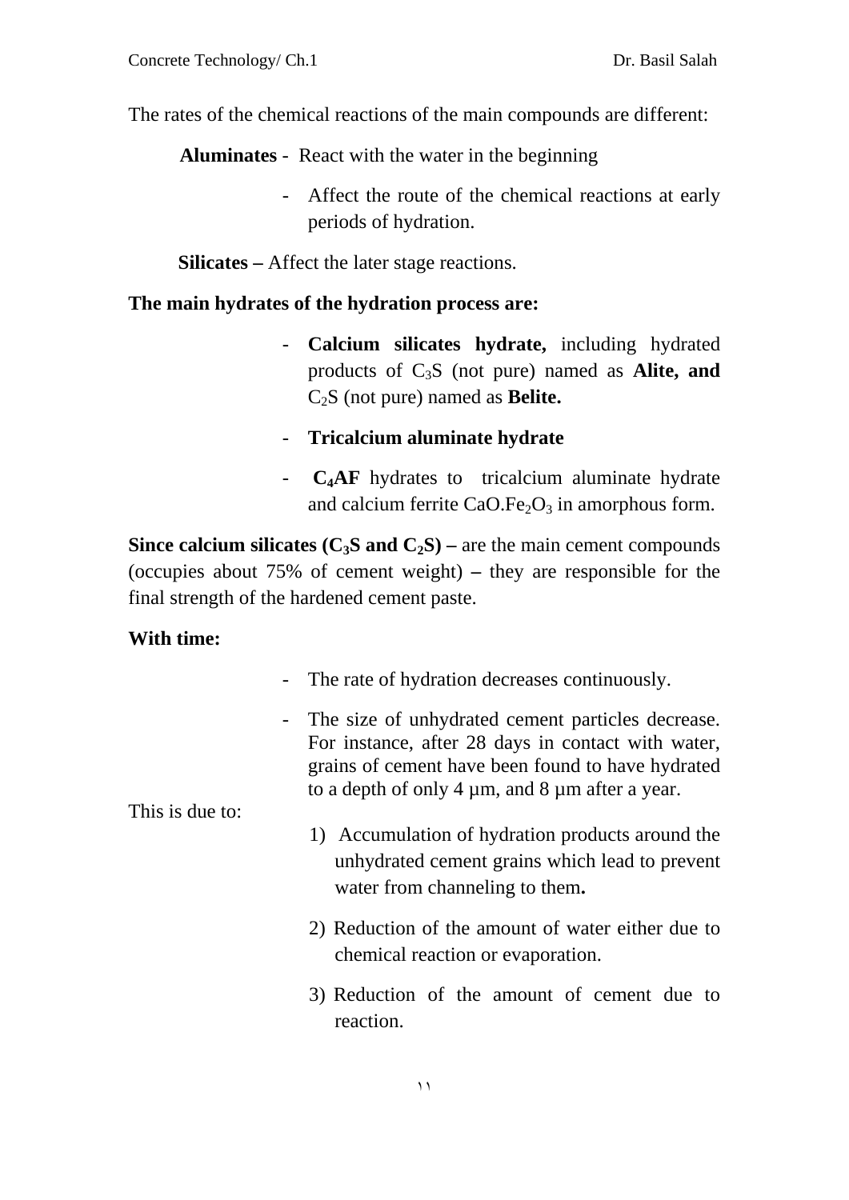The rates of the chemical reactions of the main compounds are different:

**Aluminates** - React with the water in the beginning

- Affect the route of the chemical reactions at early periods of hydration.

**Silicates –** Affect the later stage reactions.

**The main hydrates of the hydration process are:**

- **Calcium silicates hydrate,** including hydrated products of $C_3S$ (not pure) named as **Alite, and** $C_2S$ (not pure) named as **Belite.**
- **Tricalcium aluminate hydrate**
- **$C_4AF$** hydrates to tricalcium aluminate hydrate and calcium ferrite $CaO.Fe_2O_3$ in amorphous form.

**Since calcium silicates ($C_3S$ and $C_2S$) –** are the main cement compounds (occupies about 75% of cement weight) **–** they are responsible for the final strength of the hardened cement paste.

**With time:**

- The rate of hydration decreases continuously.
- The size of unhydrated cement particles decrease. For instance, after 28 days in contact with water, grains of cement have been found to have hydrated to a depth of only 4 µm, and 8 µm after a year.

This is due to:

1) Accumulation of hydration products around the unhydrated cement grains which lead to prevent water from channeling to them**.**
2) Reduction of the amount of water either due to chemical reaction or evaporation.
3) Reduction of the amount of cement due to reaction.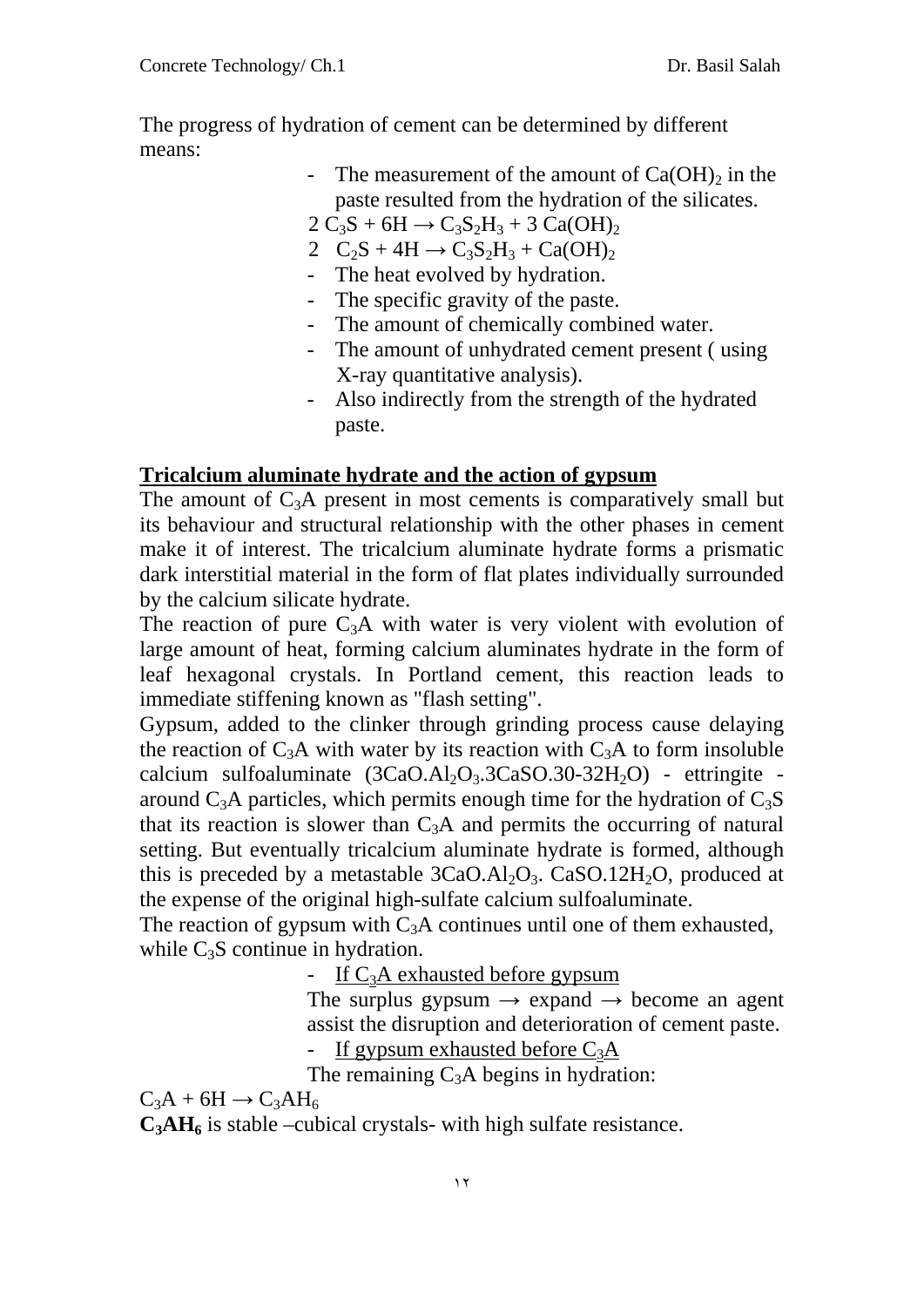The progress of hydration of cement can be determined by different means:

- The measurement of the amount of $Ca(OH)_2$ in the paste resulted from the hydration of the silicates.

  $2\ C_3S + 6H \rightarrow C_3S_2H_3 + 3\ Ca(OH)_2$

  $2\ \ C_2S + 4H \rightarrow C_3S_2H_3 + Ca(OH)_2$
- The heat evolved by hydration.
- The specific gravity of the paste.
- The amount of chemically combined water.
- The amount of unhydrated cement present ( using X-ray quantitative analysis).
- Also indirectly from the strength of the hydrated paste.

**Tricalcium aluminate hydrate and the action of gypsum**

The amount of $C_3A$ present in most cements is comparatively small but its behaviour and structural relationship with the other phases in cement make it of interest. The tricalcium aluminate hydrate forms a prismatic dark interstitial material in the form of flat plates individually surrounded by the calcium silicate hydrate.

The reaction of pure $C_3A$ with water is very violent with evolution of large amount of heat, forming calcium aluminates hydrate in the form of leaf hexagonal crystals. In Portland cement, this reaction leads to immediate stiffening known as "flash setting".

Gypsum, added to the clinker through grinding process cause delaying the reaction of $C_3A$ with water by its reaction with $C_3A$ to form insoluble calcium sulfoaluminate ($3CaO.Al_2O_3.3CaSO.30\text{-}32H_2O$) - ettringite - around $C_3A$ particles, which permits enough time for the hydration of $C_3S$ that its reaction is slower than $C_3A$ and permits the occurring of natural setting. But eventually tricalcium aluminate hydrate is formed, although this is preceded by a metastable $3CaO.Al_2O_3.\ CaSO.12H_2O$, produced at the expense of the original high-sulfate calcium sulfoaluminate.

The reaction of gypsum with $C_3A$ continues until one of them exhausted, while $C_3S$ continue in hydration.

- If $C_3A$ exhausted before gypsum

  The surplus gypsum → expand → become an agent assist the disruption and deterioration of cement paste.
- If gypsum exhausted before $C_3A$

  The remaining $C_3A$ begins in hydration:

$C_3A + 6H \rightarrow C_3AH_6$

**$C_3AH_6$** is stable –cubical crystals- with high sulfate resistance.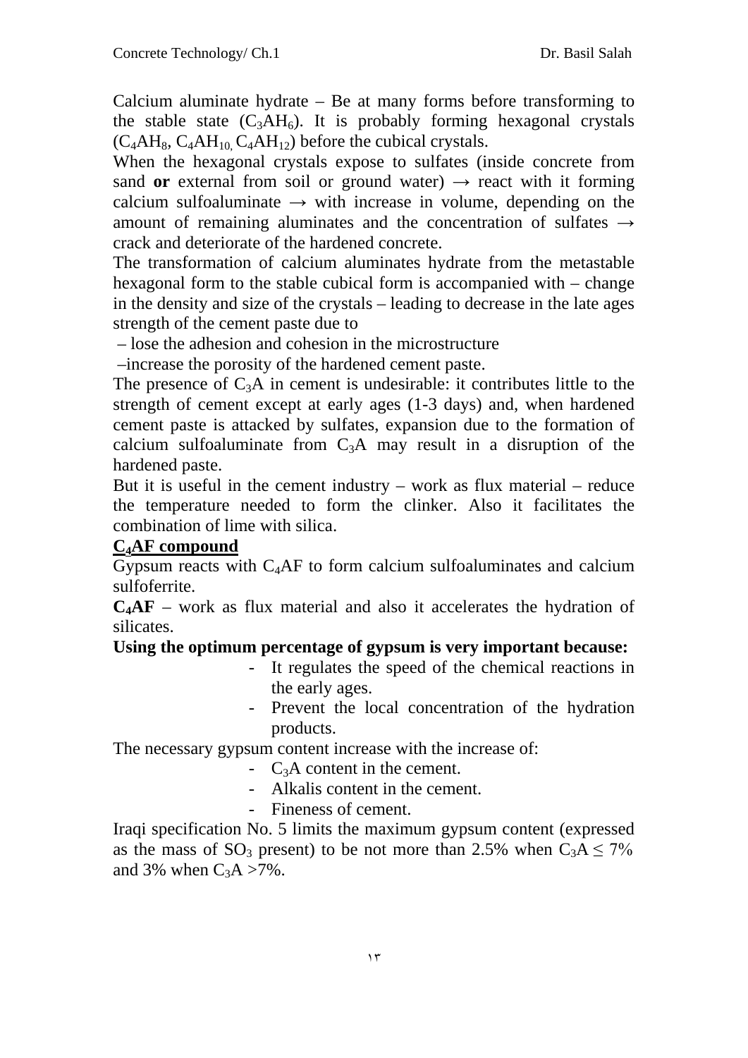Calcium aluminate hydrate – Be at many forms before transforming to the stable state ($C_3AH_6$). It is probably forming hexagonal crystals ($C_4AH_8$, $C_4AH_{10,}$ $C_4AH_{12}$) before the cubical crystals.

When the hexagonal crystals expose to sulfates (inside concrete from sand **or** external from soil or ground water) → react with it forming calcium sulfoaluminate → with increase in volume, depending on the amount of remaining aluminates and the concentration of sulfates → crack and deteriorate of the hardened concrete.

The transformation of calcium aluminates hydrate from the metastable hexagonal form to the stable cubical form is accompanied with – change in the density and size of the crystals – leading to decrease in the late ages strength of the cement paste due to

– lose the adhesion and cohesion in the microstructure

–increase the porosity of the hardened cement paste.

The presence of $C_3A$ in cement is undesirable: it contributes little to the strength of cement except at early ages (1-3 days) and, when hardened cement paste is attacked by sulfates, expansion due to the formation of calcium sulfoaluminate from $C_3A$ may result in a disruption of the hardened paste.

But it is useful in the cement industry – work as flux material – reduce the temperature needed to form the clinker. Also it facilitates the combination of lime with silica.

**<u>$C_4AF$ compound</u>**

Gypsum reacts with $C_4AF$ to form calcium sulfoaluminates and calcium sulfoferrite.

**$C_4AF$** – work as flux material and also it accelerates the hydration of silicates.

**Using the optimum percentage of gypsum is very important because:**

- It regulates the speed of the chemical reactions in the early ages.
- Prevent the local concentration of the hydration products.

The necessary gypsum content increase with the increase of:

- $C_3A$ content in the cement.
- Alkalis content in the cement.
- Fineness of cement.

Iraqi specification No. 5 limits the maximum gypsum content (expressed as the mass of $SO_3$ present) to be not more than 2.5% when $C_3A \leq 7\%$ and 3% when $C_3A > 7\%$.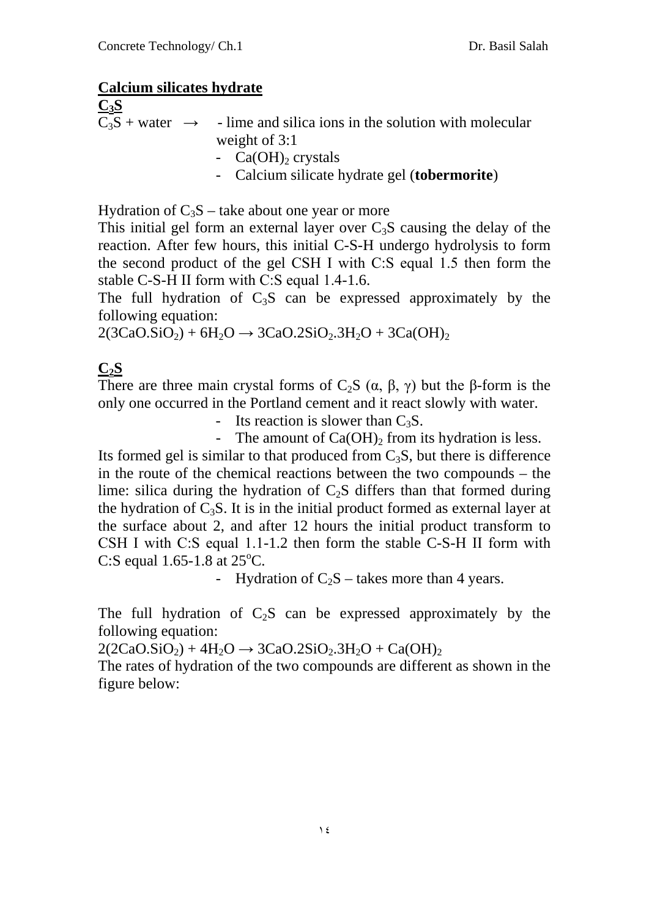## Calcium silicates hydrate

### $C_3S$

$C_3S$ + water $\rightarrow$ - lime and silica ions in the solution with molecular weight of 3:1

- $Ca(OH)_2$ crystals
- Calcium silicate hydrate gel (**tobermorite**)

Hydration of $C_3S$ – take about one year or more

This initial gel form an external layer over $C_3S$ causing the delay of the reaction. After few hours, this initial C-S-H undergo hydrolysis to form the second product of the gel CSH I with C:S equal 1.5 then form the stable C-S-H II form with C:S equal 1.4-1.6.

The full hydration of $C_3S$ can be expressed approximately by the following equation:

$$2(3CaO.SiO_2) + 6H_2O \rightarrow 3CaO.2SiO_2.3H_2O + 3Ca(OH)_2$$

### $C_2S$

There are three main crystal forms of $C_2S$ ($\alpha$, $\beta$, $\gamma$) but the $\beta$-form is the only one occurred in the Portland cement and it react slowly with water.

- Its reaction is slower than $C_3S$.
- The amount of $Ca(OH)_2$ from its hydration is less.

Its formed gel is similar to that produced from $C_3S$, but there is difference in the route of the chemical reactions between the two compounds – the lime: silica during the hydration of $C_2S$ differs than that formed during the hydration of $C_3S$. It is in the initial product formed as external layer at the surface about 2, and after 12 hours the initial product transform to CSH I with C:S equal 1.1-1.2 then form the stable C-S-H II form with C:S equal 1.65-1.8 at $25^oC$.

- Hydration of $C_2S$ – takes more than 4 years.

The full hydration of $C_2S$ can be expressed approximately by the following equation:

$$2(2CaO.SiO_2) + 4H_2O \rightarrow 3CaO.2SiO_2.3H_2O + Ca(OH)_2$$

The rates of hydration of the two compounds are different as shown in the figure below: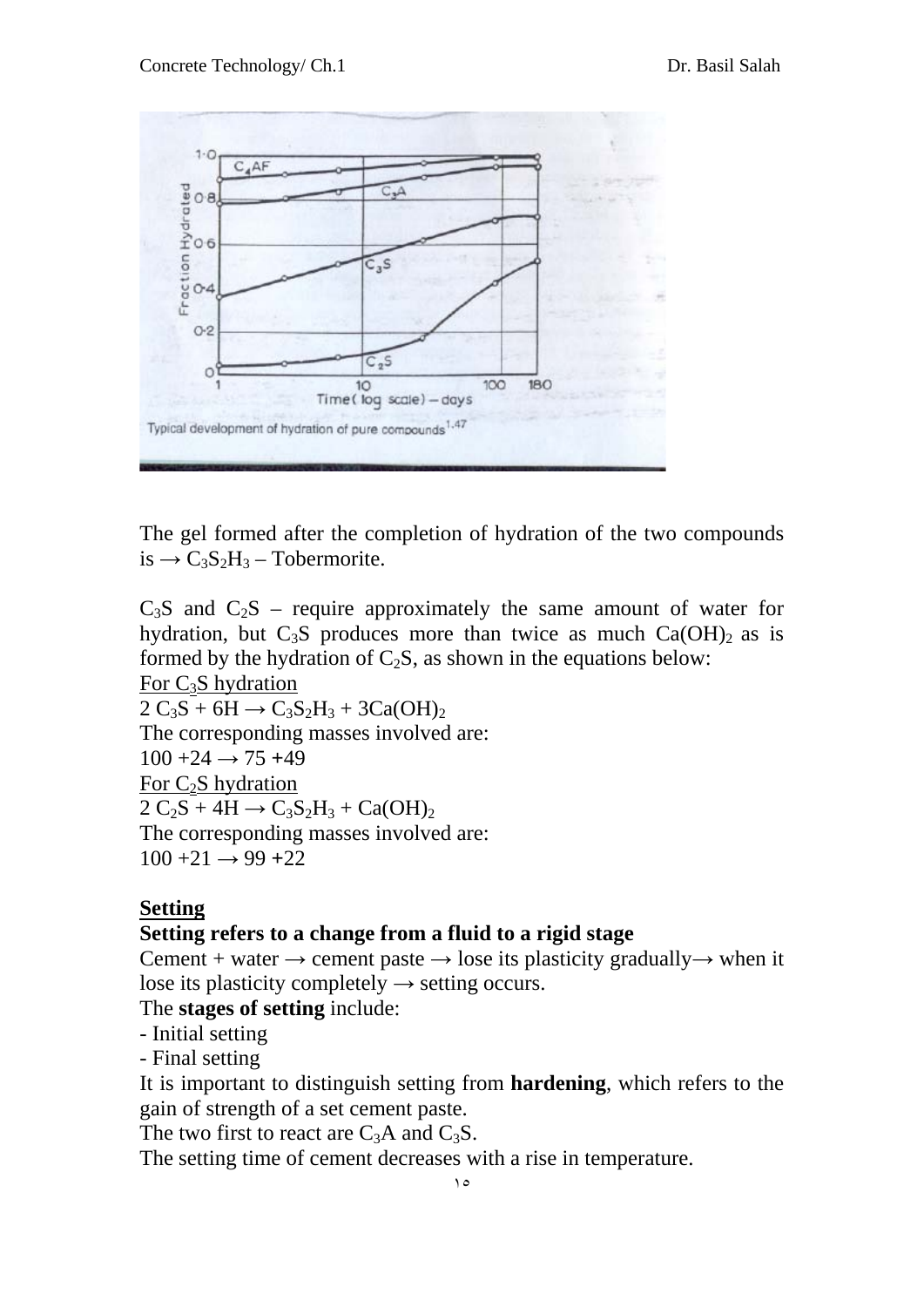Typical development of hydration of pure compounds[1.47]

The gel formed after the completion of hydration of the two compounds is → $C_3S_2H_3$ – Tobermorite.

$C_3S$ and $C_2S$ – require approximately the same amount of water for hydration, but $C_3S$ produces more than twice as much $Ca(OH)_2$ as is formed by the hydration of $C_2S$, as shown in the equations below:

For $C_3S$ hydration

$2\ C_3S + 6H \rightarrow C_3S_2H_3 + 3Ca(OH)_2$

The corresponding masses involved are:

$100 + 24 \rightarrow 75 + 49$

For $C_2S$ hydration

$2\ C_2S + 4H \rightarrow C_3S_2H_3 + Ca(OH)_2$

The corresponding masses involved are:

$100 + 21 \rightarrow 99 + 22$

## Setting

**Setting refers to a change from a fluid to a rigid stage**

Cement + water → cement paste → lose its plasticity gradually→ when it lose its plasticity completely → setting occurs.

The **stages of setting** include:

- Initial setting
- Final setting

It is important to distinguish setting from **hardening**, which refers to the gain of strength of a set cement paste.

The two first to react are $C_3A$ and $C_3S$.

The setting time of cement decreases with a rise in temperature.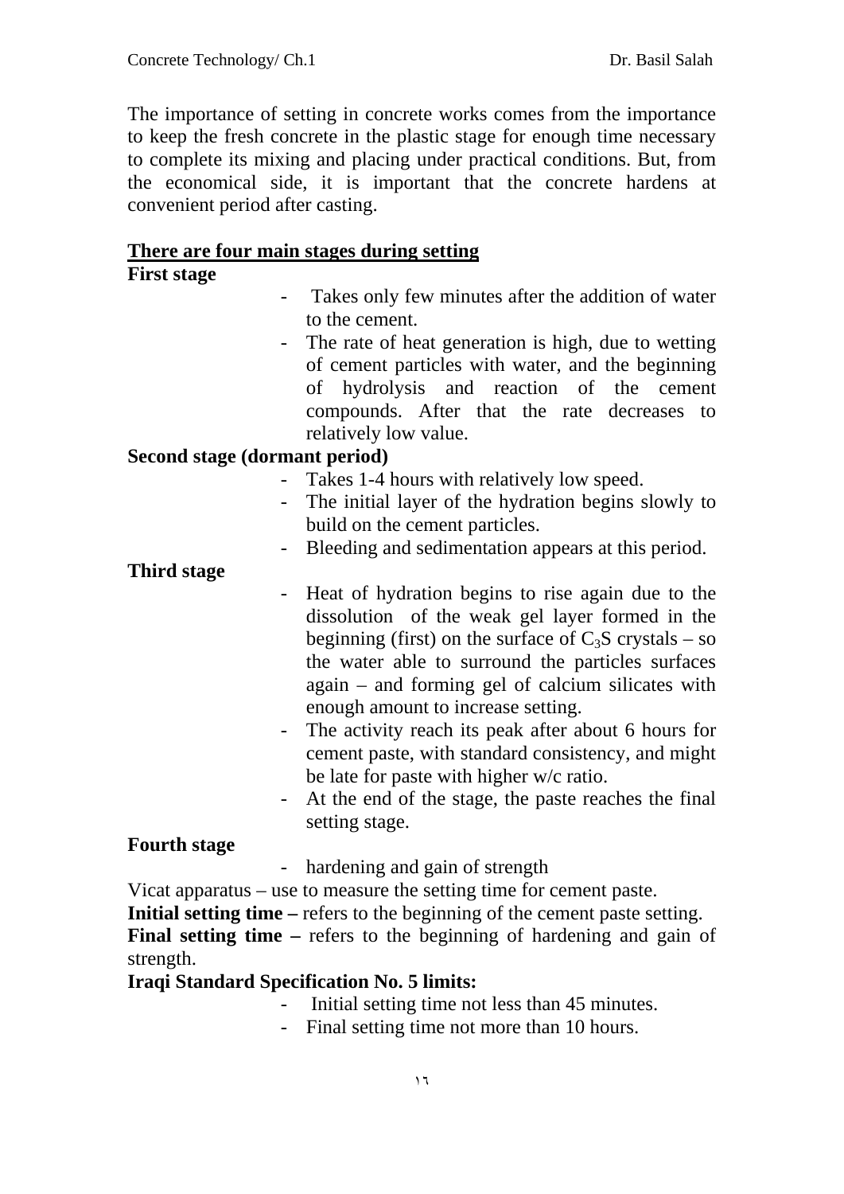The importance of setting in concrete works comes from the importance to keep the fresh concrete in the plastic stage for enough time necessary to complete its mixing and placing under practical conditions. But, from the economical side, it is important that the concrete hardens at convenient period after casting.

**<u>There are four main stages during setting</u>**

**First stage**

- Takes only few minutes after the addition of water to the cement.
- The rate of heat generation is high, due to wetting of cement particles with water, and the beginning of hydrolysis and reaction of the cement compounds. After that the rate decreases to relatively low value.

**Second stage (dormant period)**

- Takes 1-4 hours with relatively low speed.
- The initial layer of the hydration begins slowly to build on the cement particles.
- Bleeding and sedimentation appears at this period.

**Third stage**

- Heat of hydration begins to rise again due to the dissolution of the weak gel layer formed in the beginning (first) on the surface of $C_3S$ crystals – so the water able to surround the particles surfaces again – and forming gel of calcium silicates with enough amount to increase setting.
- The activity reach its peak after about 6 hours for cement paste, with standard consistency, and might be late for paste with higher w/c ratio.
- At the end of the stage, the paste reaches the final setting stage.

**Fourth stage**

- hardening and gain of strength

Vicat apparatus – use to measure the setting time for cement paste.

**Initial setting time –** refers to the beginning of the cement paste setting.

**Final setting time –** refers to the beginning of hardening and gain of strength.

**Iraqi Standard Specification No. 5 limits:**

- Initial setting time not less than 45 minutes.
- Final setting time not more than 10 hours.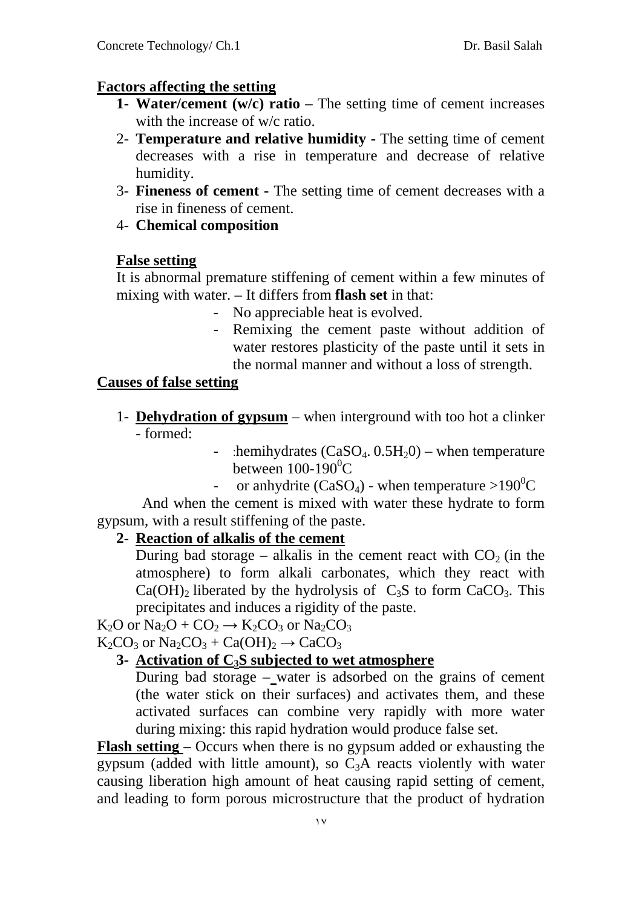**Factors affecting the setting**

1. **Water/cement (w/c) ratio –** The setting time of cement increases with the increase of w/c ratio.
2. **Temperature and relative humidity -** The setting time of cement decreases with a rise in temperature and decrease of relative humidity.
3. **Fineness of cement -** The setting time of cement decreases with a rise in fineness of cement.
4. **Chemical composition**

**False setting**

It is abnormal premature stiffening of cement within a few minutes of mixing with water. – It differs from **flash set** in that:

- No appreciable heat is evolved.
- Remixing the cement paste without addition of water restores plasticity of the paste until it sets in the normal manner and without a loss of strength.

**Causes of false setting**

1. **Dehydration of gypsum** – when interground with too hot a clinker - formed:
   - :hemihydrates ($CaSO_4 . 0.5H_20$) – when temperature between 100-190$^0$C
   - or anhydrite ($CaSO_4$) - when temperature >190$^0$C

And when the cement is mixed with water these hydrate to form gypsum, with a result stiffening of the paste.

2. **Reaction of alkalis of the cement**

   During bad storage – alkalis in the cement react with $CO_2$ (in the atmosphere) to form alkali carbonates, which they react with $Ca(OH)_2$ liberated by the hydrolysis of $C_3S$ to form $CaCO_3$. This precipitates and induces a rigidity of the paste.

$K_2O$ or $Na_2O + CO_2 \rightarrow K_2CO_3$ or $Na_2CO_3$

$K_2CO_3$ or $Na_2CO_3 + Ca(OH)_2 \rightarrow CaCO_3$

3. **Activation of $C_3S$ subjected to wet atmosphere**

   During bad storage – water is adsorbed on the grains of cement (the water stick on their surfaces) and activates them, and these activated surfaces can combine very rapidly with more water during mixing: this rapid hydration would produce false set.

**Flash setting –** Occurs when there is no gypsum added or exhausting the gypsum (added with little amount), so $C_3A$ reacts violently with water causing liberation high amount of heat causing rapid setting of cement, and leading to form porous microstructure that the product of hydration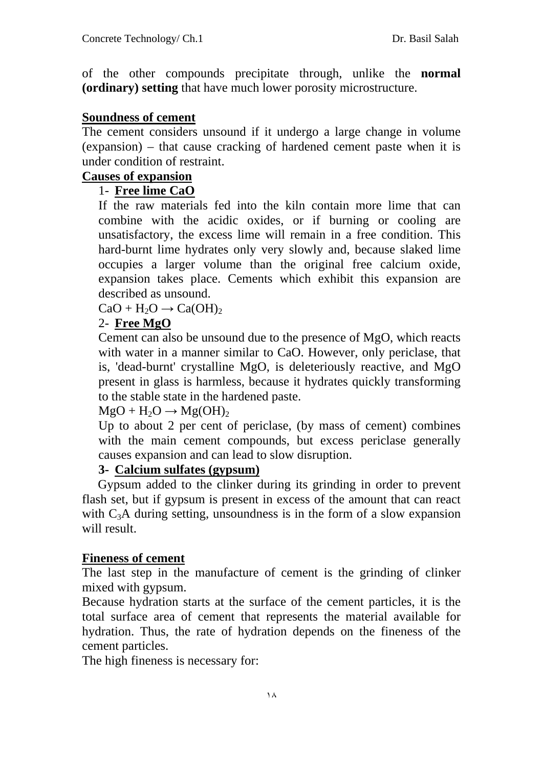of the other compounds precipitate through, unlike the **normal (ordinary) setting** that have much lower porosity microstructure.

**<u>Soundness of cement</u>**

The cement considers unsound if it undergo a large change in volume (expansion) – that cause cracking of hardened cement paste when it is under condition of restraint.

**<u>Causes of expansion</u>**

1- **<u>Free lime CaO</u>**

If the raw materials fed into the kiln contain more lime that can combine with the acidic oxides, or if burning or cooling are unsatisfactory, the excess lime will remain in a free condition. This hard-burnt lime hydrates only very slowly and, because slaked lime occupies a larger volume than the original free calcium oxide, expansion takes place. Cements which exhibit this expansion are described as unsound.

$CaO + H_2O \rightarrow Ca(OH)_2$

2- **<u>Free MgO</u>**

Cement can also be unsound due to the presence of MgO, which reacts with water in a manner similar to CaO. However, only periclase, that is, 'dead-burnt' crystalline MgO, is deleteriously reactive, and MgO present in glass is harmless, because it hydrates quickly transforming to the stable state in the hardened paste.

$MgO + H_2O \rightarrow Mg(OH)_2$

Up to about 2 per cent of periclase, (by mass of cement) combines with the main cement compounds, but excess periclase generally causes expansion and can lead to slow disruption.

**3- <u>Calcium sulfates (gypsum)</u>**

Gypsum added to the clinker during its grinding in order to prevent flash set, but if gypsum is present in excess of the amount that can react with $C_3A$ during setting, unsoundness is in the form of a slow expansion will result.

**<u>Fineness of cement</u>**

The last step in the manufacture of cement is the grinding of clinker mixed with gypsum.

Because hydration starts at the surface of the cement particles, it is the total surface area of cement that represents the material available for hydration. Thus, the rate of hydration depends on the fineness of the cement particles.

The high fineness is necessary for: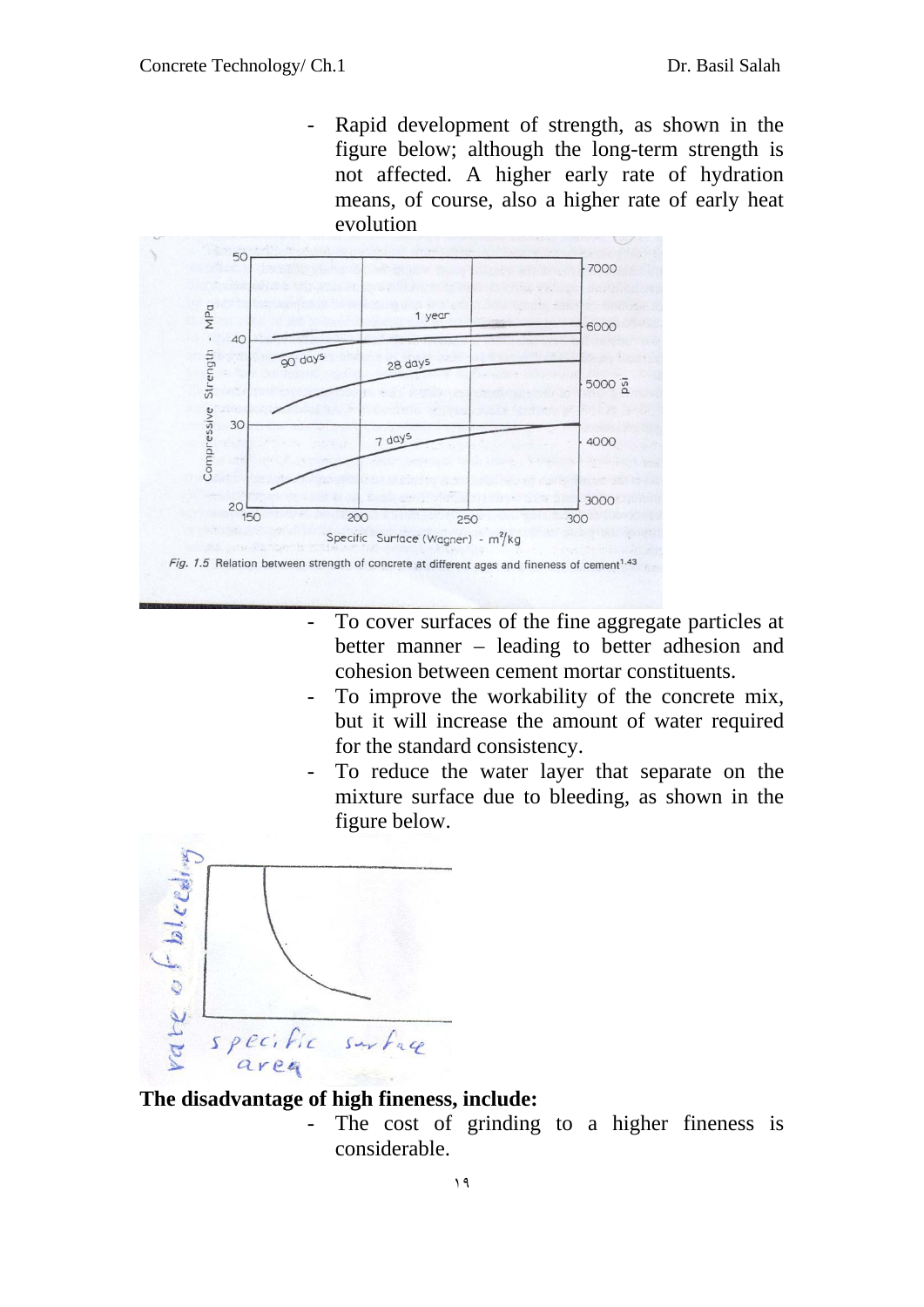- Rapid development of strength, as shown in the figure below; although the long-term strength is not affected. A higher early rate of hydration means, of course, also a higher rate of early heat evolution

*Fig. 1.5* Relation between strength of concrete at different ages and fineness of cement[1.43]

- To cover surfaces of the fine aggregate particles at better manner – leading to better adhesion and cohesion between cement mortar constituents.
- To improve the workability of the concrete mix, but it will increase the amount of water required for the standard consistency.
- To reduce the water layer that separate on the mixture surface due to bleeding, as shown in the figure below.

**The disadvantage of high fineness, include:**

- The cost of grinding to a higher fineness is considerable.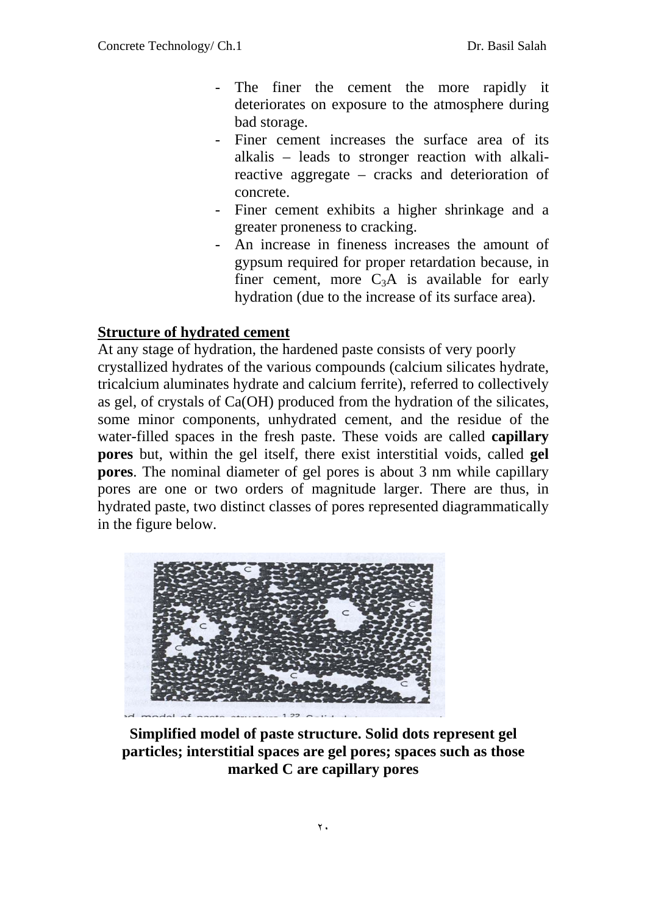- The finer the cement the more rapidly it deteriorates on exposure to the atmosphere during bad storage.
- Finer cement increases the surface area of its alkalis – leads to stronger reaction with alkali-reactive aggregate – cracks and deterioration of concrete.
- Finer cement exhibits a higher shrinkage and a greater proneness to cracking.
- An increase in fineness increases the amount of gypsum required for proper retardation because, in finer cement, more $C_3A$ is available for early hydration (due to the increase of its surface area).

**<u>Structure of hydrated cement</u>**

At any stage of hydration, the hardened paste consists of very poorly crystallized hydrates of the various compounds (calcium silicates hydrate, tricalcium aluminates hydrate and calcium ferrite), referred to collectively as gel, of crystals of Ca(OH) produced from the hydration of the silicates, some minor components, unhydrated cement, and the residue of the water-filled spaces in the fresh paste. These voids are called **capillary pores** but, within the gel itself, there exist interstitial voids, called **gel pores**. The nominal diameter of gel pores is about 3 nm while capillary pores are one or two orders of magnitude larger. There are thus, in hydrated paste, two distinct classes of pores represented diagrammatically in the figure below.

**Simplified model of paste structure. Solid dots represent gel particles; interstitial spaces are gel pores; spaces such as those marked C are capillary pores**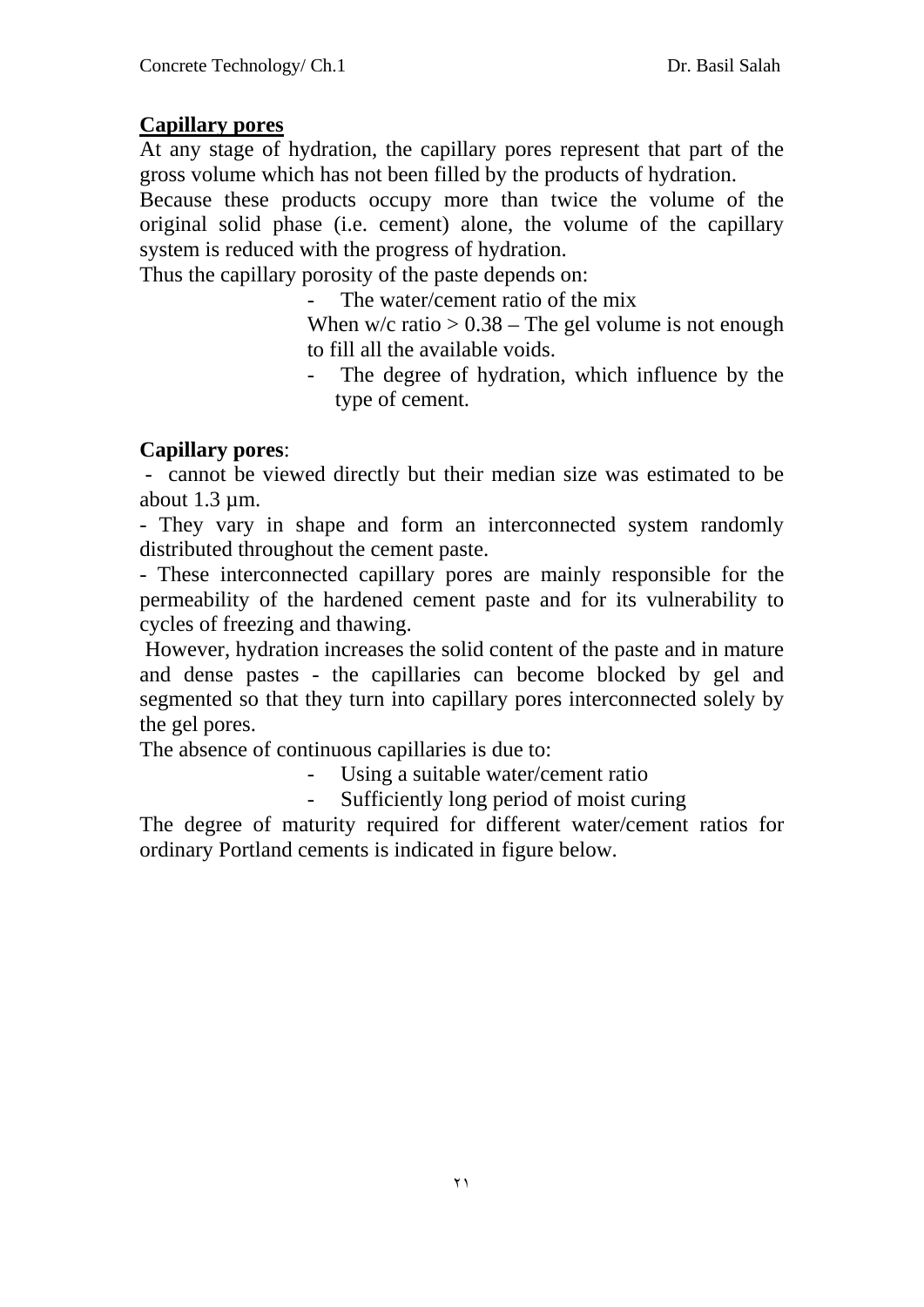## <u>Capillary pores</u>

At any stage of hydration, the capillary pores represent that part of the gross volume which has not been filled by the products of hydration.

Because these products occupy more than twice the volume of the original solid phase (i.e. cement) alone, the volume of the capillary system is reduced with the progress of hydration.

Thus the capillary porosity of the paste depends on:

- The water/cement ratio of the mix

  When w/c ratio > 0.38 – The gel volume is not enough to fill all the available voids.

- The degree of hydration, which influence by the type of cement.

**Capillary pores**:

- cannot be viewed directly but their median size was estimated to be about 1.3 µm.
- They vary in shape and form an interconnected system randomly distributed throughout the cement paste.
- These interconnected capillary pores are mainly responsible for the permeability of the hardened cement paste and for its vulnerability to cycles of freezing and thawing.

However, hydration increases the solid content of the paste and in mature and dense pastes - the capillaries can become blocked by gel and segmented so that they turn into capillary pores interconnected solely by the gel pores.

The absence of continuous capillaries is due to:

- Using a suitable water/cement ratio
- Sufficiently long period of moist curing

The degree of maturity required for different water/cement ratios for ordinary Portland cements is indicated in figure below.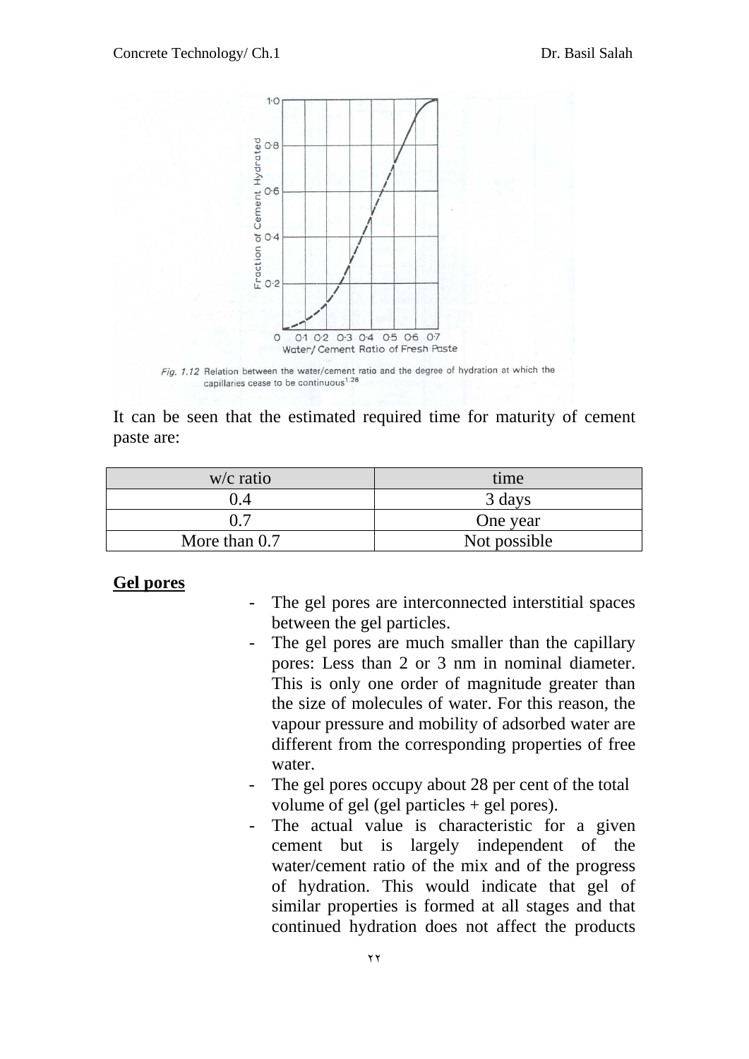Fig. 1.12 Relation between the water/cement ratio and the degree of hydration at which the capillaries cease to be continuous[1.26]

It can be seen that the estimated required time for maturity of cement paste are:

| w/c ratio | time |
|---|---|
| 0.4 | 3 days |
| 0.7 | One year |
| More than 0.7 | Not possible |

**Gel pores**

- The gel pores are interconnected interstitial spaces between the gel particles.
- The gel pores are much smaller than the capillary pores: Less than 2 or 3 nm in nominal diameter. This is only one order of magnitude greater than the size of molecules of water. For this reason, the vapour pressure and mobility of adsorbed water are different from the corresponding properties of free water.
- The gel pores occupy about 28 per cent of the total volume of gel (gel particles + gel pores).
- The actual value is characteristic for a given cement but is largely independent of the water/cement ratio of the mix and of the progress of hydration. This would indicate that gel of similar properties is formed at all stages and that continued hydration does not affect the products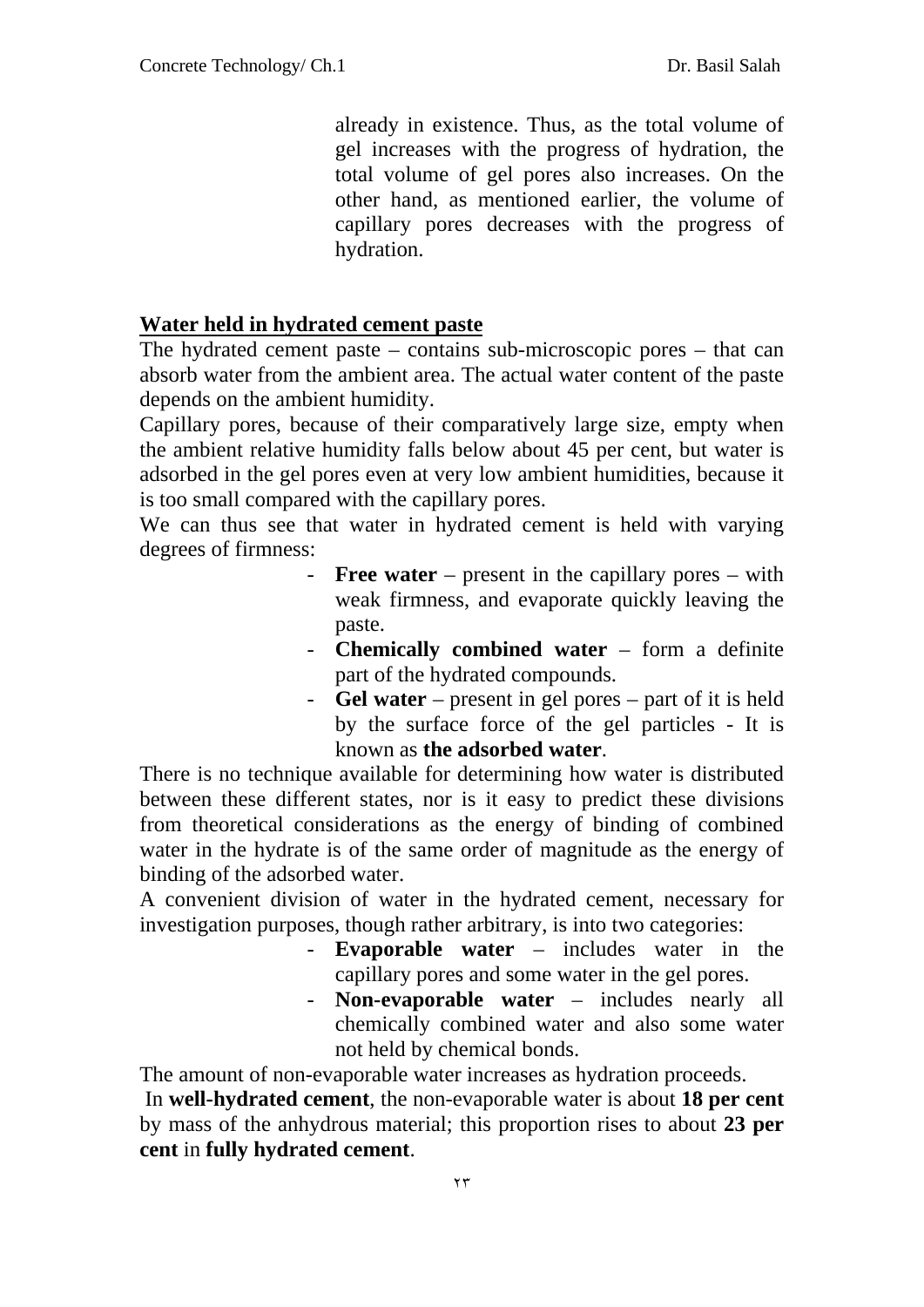already in existence. Thus, as the total volume of gel increases with the progress of hydration, the total volume of gel pores also increases. On the other hand, as mentioned earlier, the volume of capillary pores decreases with the progress of hydration.

## Water held in hydrated cement paste

The hydrated cement paste – contains sub-microscopic pores – that can absorb water from the ambient area. The actual water content of the paste depends on the ambient humidity.

Capillary pores, because of their comparatively large size, empty when the ambient relative humidity falls below about 45 per cent, but water is adsorbed in the gel pores even at very low ambient humidities, because it is too small compared with the capillary pores.

We can thus see that water in hydrated cement is held with varying degrees of firmness:

- **Free water** – present in the capillary pores – with weak firmness, and evaporate quickly leaving the paste.
- **Chemically combined water** – form a definite part of the hydrated compounds.
- **Gel water** – present in gel pores – part of it is held by the surface force of the gel particles - It is known as **the adsorbed water**.

There is no technique available for determining how water is distributed between these different states, nor is it easy to predict these divisions from theoretical considerations as the energy of binding of combined water in the hydrate is of the same order of magnitude as the energy of binding of the adsorbed water.

A convenient division of water in the hydrated cement, necessary for investigation purposes, though rather arbitrary, is into two categories:

- **Evaporable water** – includes water in the capillary pores and some water in the gel pores.
- **Non-evaporable water** – includes nearly all chemically combined water and also some water not held by chemical bonds.

The amount of non-evaporable water increases as hydration proceeds.

In **well-hydrated cement**, the non-evaporable water is about **18 per cent** by mass of the anhydrous material; this proportion rises to about **23 per cent** in **fully hydrated cement**.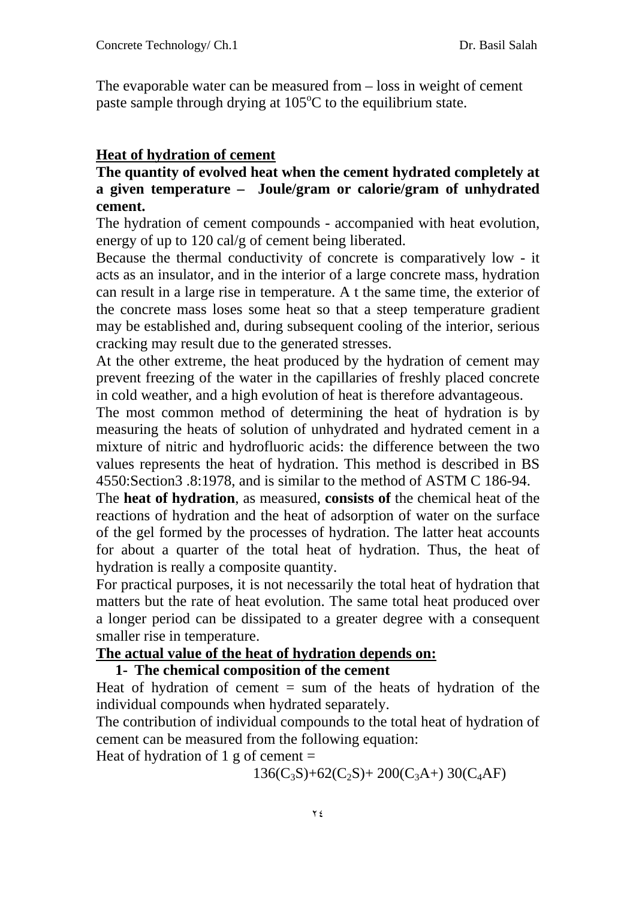The evaporable water can be measured from – loss in weight of cement paste sample through drying at 105°C to the equilibrium state.

## Heat of hydration of cement

**The quantity of evolved heat when the cement hydrated completely at a given temperature – Joule/gram or calorie/gram of unhydrated cement.**

The hydration of cement compounds - accompanied with heat evolution, energy of up to 120 cal/g of cement being liberated.

Because the thermal conductivity of concrete is comparatively low - it acts as an insulator, and in the interior of a large concrete mass, hydration can result in a large rise in temperature. A t the same time, the exterior of the concrete mass loses some heat so that a steep temperature gradient may be established and, during subsequent cooling of the interior, serious cracking may result due to the generated stresses.

At the other extreme, the heat produced by the hydration of cement may prevent freezing of the water in the capillaries of freshly placed concrete in cold weather, and a high evolution of heat is therefore advantageous.

The most common method of determining the heat of hydration is by measuring the heats of solution of unhydrated and hydrated cement in a mixture of nitric and hydrofluoric acids: the difference between the two values represents the heat of hydration. This method is described in BS 4550:Section3 .8:1978, and is similar to the method of ASTM C 186-94.

The **heat of hydration**, as measured, **consists of** the chemical heat of the reactions of hydration and the heat of adsorption of water on the surface of the gel formed by the processes of hydration. The latter heat accounts for about a quarter of the total heat of hydration. Thus, the heat of hydration is really a composite quantity.

For practical purposes, it is not necessarily the total heat of hydration that matters but the rate of heat evolution. The same total heat produced over a longer period can be dissipated to a greater degree with a consequent smaller rise in temperature.

## The actual value of the heat of hydration depends on:

**1- The chemical composition of the cement**

Heat of hydration of cement = sum of the heats of hydration of the individual compounds when hydrated separately.

The contribution of individual compounds to the total heat of hydration of cement can be measured from the following equation:

Heat of hydration of 1 g of cement =

$$136(C_3S)+62(C_2S)+ 200(C_3A+) 30(C_4AF)$$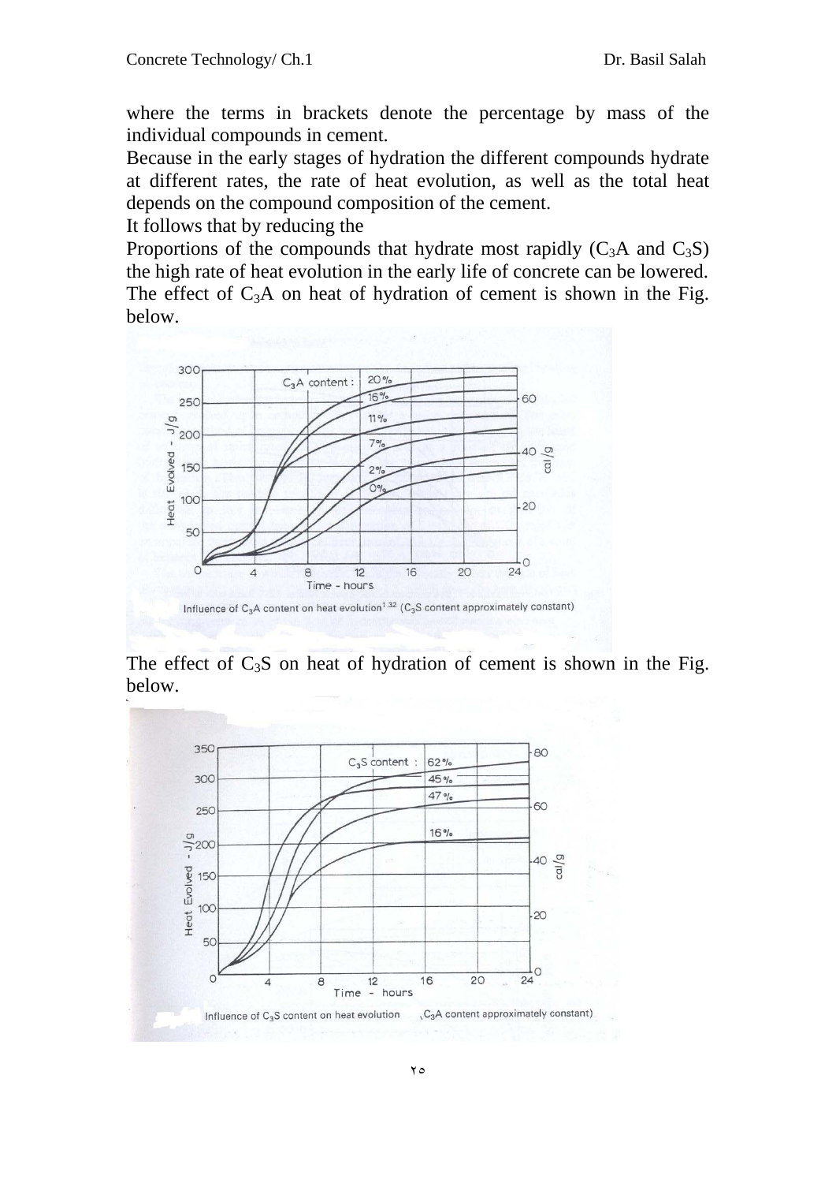where the terms in brackets denote the percentage by mass of the individual compounds in cement.

Because in the early stages of hydration the different compounds hydrate at different rates, the rate of heat evolution, as well as the total heat depends on the compound composition of the cement.

It follows that by reducing the

Proportions of the compounds that hydrate most rapidly ($C_3A$ and $C_3S$) the high rate of heat evolution in the early life of concrete can be lowered.

The effect of $C_3A$ on heat of hydration of cement is shown in the Fig. below.

Influence of $C_3A$ content on heat evolution[1.32] ($C_3S$ content approximately constant)

The effect of $C_3S$ on heat of hydration of cement is shown in the Fig. below.

Influence of $C_3S$ content on heat evolution ($C_3A$ content approximately constant)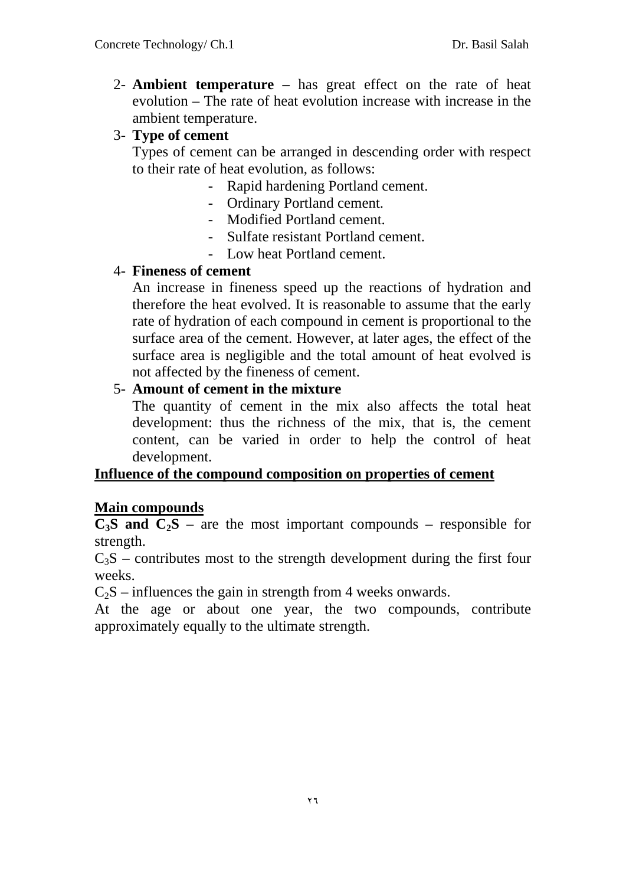2- **Ambient temperature –** has great effect on the rate of heat evolution – The rate of heat evolution increase with increase in the ambient temperature.

3- **Type of cement**

Types of cement can be arranged in descending order with respect to their rate of heat evolution, as follows:

- Rapid hardening Portland cement.
- Ordinary Portland cement.
- Modified Portland cement.
- Sulfate resistant Portland cement.
- Low heat Portland cement.

4- **Fineness of cement**

An increase in fineness speed up the reactions of hydration and therefore the heat evolved. It is reasonable to assume that the early rate of hydration of each compound in cement is proportional to the surface area of the cement. However, at later ages, the effect of the surface area is negligible and the total amount of heat evolved is not affected by the fineness of cement.

5- **Amount of cement in the mixture**

The quantity of cement in the mix also affects the total heat development: thus the richness of the mix, that is, the cement content, can be varied in order to help the control of heat development.

**<u>Influence of the compound composition on properties of cement</u>**

**<u>Main compounds</u>**

**$C_3S$ and $C_2S$** – are the most important compounds – responsible for strength.

$C_3S$ – contributes most to the strength development during the first four weeks.

$C_2S$ – influences the gain in strength from 4 weeks onwards.

At the age or about one year, the two compounds, contribute approximately equally to the ultimate strength.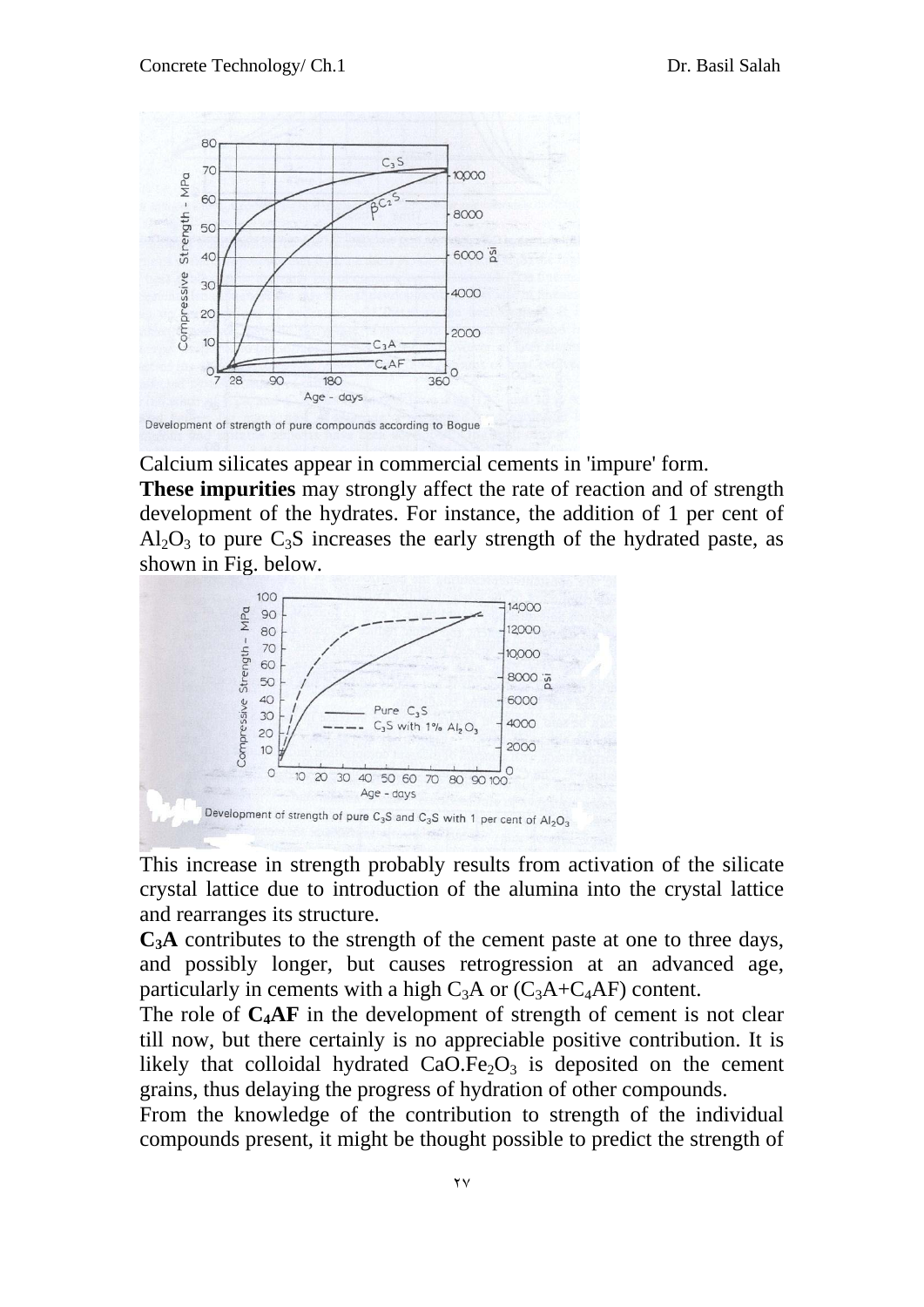Development of strength of pure compounds according to Bogue

Calcium silicates appear in commercial cements in 'impure' form.

**These impurities** may strongly affect the rate of reaction and of strength development of the hydrates. For instance, the addition of 1 per cent of $Al_2O_3$ to pure $C_3S$ increases the early strength of the hydrated paste, as shown in Fig. below.

Development of strength of pure $C_3S$ and $C_3S$ with 1 per cent of $Al_2O_3$

This increase in strength probably results from activation of the silicate crystal lattice due to introduction of the alumina into the crystal lattice and rearranges its structure.

**$C_3A$** contributes to the strength of the cement paste at one to three days, and possibly longer, but causes retrogression at an advanced age, particularly in cements with a high $C_3A$ or ($C_3A$+$C_4AF$) content.

The role of **$C_4AF$** in the development of strength of cement is not clear till now, but there certainly is no appreciable positive contribution. It is likely that colloidal hydrated $CaO.Fe_2O_3$ is deposited on the cement grains, thus delaying the progress of hydration of other compounds.

From the knowledge of the contribution to strength of the individual compounds present, it might be thought possible to predict the strength of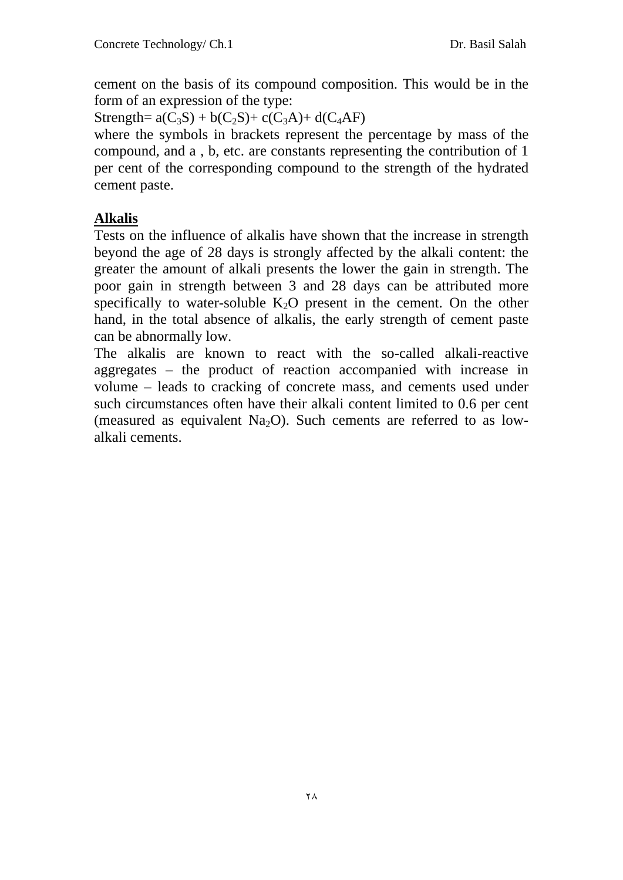cement on the basis of its compound composition. This would be in the form of an expression of the type:

Strength= $a(C_3S) + b(C_2S) + c(C_3A) + d(C_4AF)$

where the symbols in brackets represent the percentage by mass of the compound, and a , b, etc. are constants representing the contribution of 1 per cent of the corresponding compound to the strength of the hydrated cement paste.

**Alkalis**

Tests on the influence of alkalis have shown that the increase in strength beyond the age of 28 days is strongly affected by the alkali content: the greater the amount of alkali presents the lower the gain in strength. The poor gain in strength between 3 and 28 days can be attributed more specifically to water-soluble $K_2O$ present in the cement. On the other hand, in the total absence of alkalis, the early strength of cement paste can be abnormally low.

The alkalis are known to react with the so-called alkali-reactive aggregates – the product of reaction accompanied with increase in volume – leads to cracking of concrete mass, and cements used under such circumstances often have their alkali content limited to 0.6 per cent (measured as equivalent $Na_2O$). Such cements are referred to as low-alkali cements.